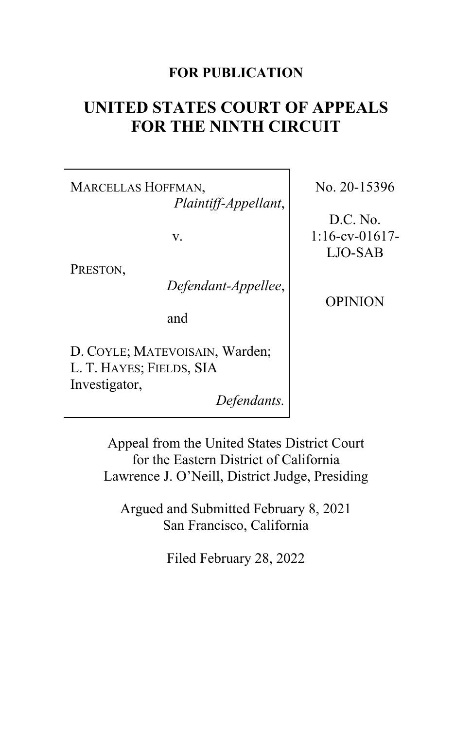**FOR PUBLICATION**

# UNITED STATES COURT OF APPEALS FOR THE NINTH CIRCUIT

| | |
|---|---|
| MARCELLAS HOFFMAN, *Plaintiff-Appellant*, v. PRESTON, *Defendant-Appellee*, and D. COYLE; MATEVOISAIN, Warden; L. T. HAYES; FIELDS, SIA Investigator, *Defendants.* | No. 20-15396 D.C. No. 1:16-cv-01617-LJO-SAB OPINION |

Appeal from the United States District Court for the Eastern District of California
Lawrence J. O'Neill, District Judge, Presiding

Argued and Submitted February 8, 2021
San Francisco, California

Filed February 28, 2022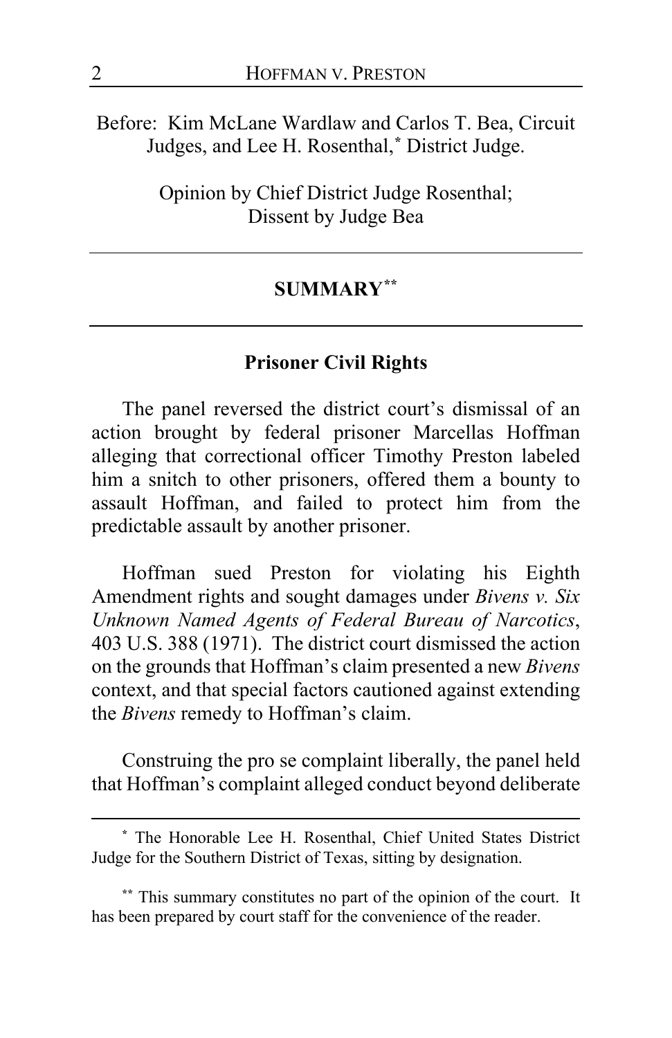Before: Kim McLane Wardlaw and Carlos T. Bea, Circuit Judges, and Lee H. Rosenthal,[*] District Judge.

Opinion by Chief District Judge Rosenthal;
Dissent by Judge Bea

## SUMMARY[**]

### Prisoner Civil Rights

The panel reversed the district court's dismissal of an action brought by federal prisoner Marcellas Hoffman alleging that correctional officer Timothy Preston labeled him a snitch to other prisoners, offered them a bounty to assault Hoffman, and failed to protect him from the predictable assault by another prisoner.

Hoffman sued Preston for violating his Eighth Amendment rights and sought damages under *Bivens v. Six Unknown Named Agents of Federal Bureau of Narcotics*, 403 U.S. 388 (1971). The district court dismissed the action on the grounds that Hoffman's claim presented a new *Bivens* context, and that special factors cautioned against extending the *Bivens* remedy to Hoffman's claim.

Construing the pro se complaint liberally, the panel held that Hoffman's complaint alleged conduct beyond deliberate

---

[*] The Honorable Lee H. Rosenthal, Chief United States District Judge for the Southern District of Texas, sitting by designation.

[**] This summary constitutes no part of the opinion of the court. It has been prepared by court staff for the convenience of the reader.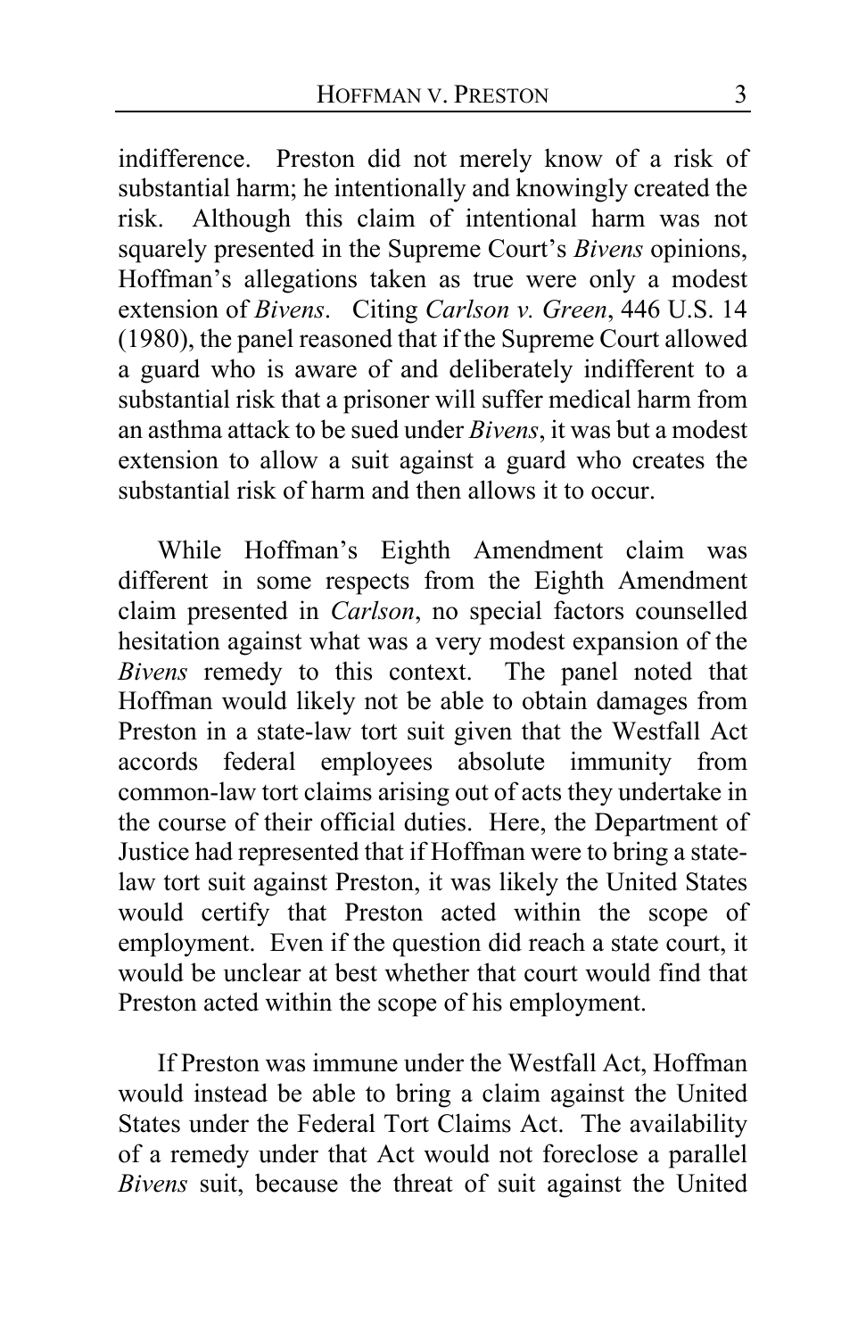indifference. Preston did not merely know of a risk of substantial harm; he intentionally and knowingly created the risk. Although this claim of intentional harm was not squarely presented in the Supreme Court's *Bivens* opinions, Hoffman's allegations taken as true were only a modest extension of *Bivens*. Citing *Carlson v. Green*, 446 U.S. 14 (1980), the panel reasoned that if the Supreme Court allowed a guard who is aware of and deliberately indifferent to a substantial risk that a prisoner will suffer medical harm from an asthma attack to be sued under *Bivens*, it was but a modest extension to allow a suit against a guard who creates the substantial risk of harm and then allows it to occur.

While Hoffman's Eighth Amendment claim was different in some respects from the Eighth Amendment claim presented in *Carlson*, no special factors counselled hesitation against what was a very modest expansion of the *Bivens* remedy to this context. The panel noted that Hoffman would likely not be able to obtain damages from Preston in a state-law tort suit given that the Westfall Act accords federal employees absolute immunity from common-law tort claims arising out of acts they undertake in the course of their official duties. Here, the Department of Justice had represented that if Hoffman were to bring a state-law tort suit against Preston, it was likely the United States would certify that Preston acted within the scope of employment. Even if the question did reach a state court, it would be unclear at best whether that court would find that Preston acted within the scope of his employment.

If Preston was immune under the Westfall Act, Hoffman would instead be able to bring a claim against the United States under the Federal Tort Claims Act. The availability of a remedy under that Act would not foreclose a parallel *Bivens* suit, because the threat of suit against the United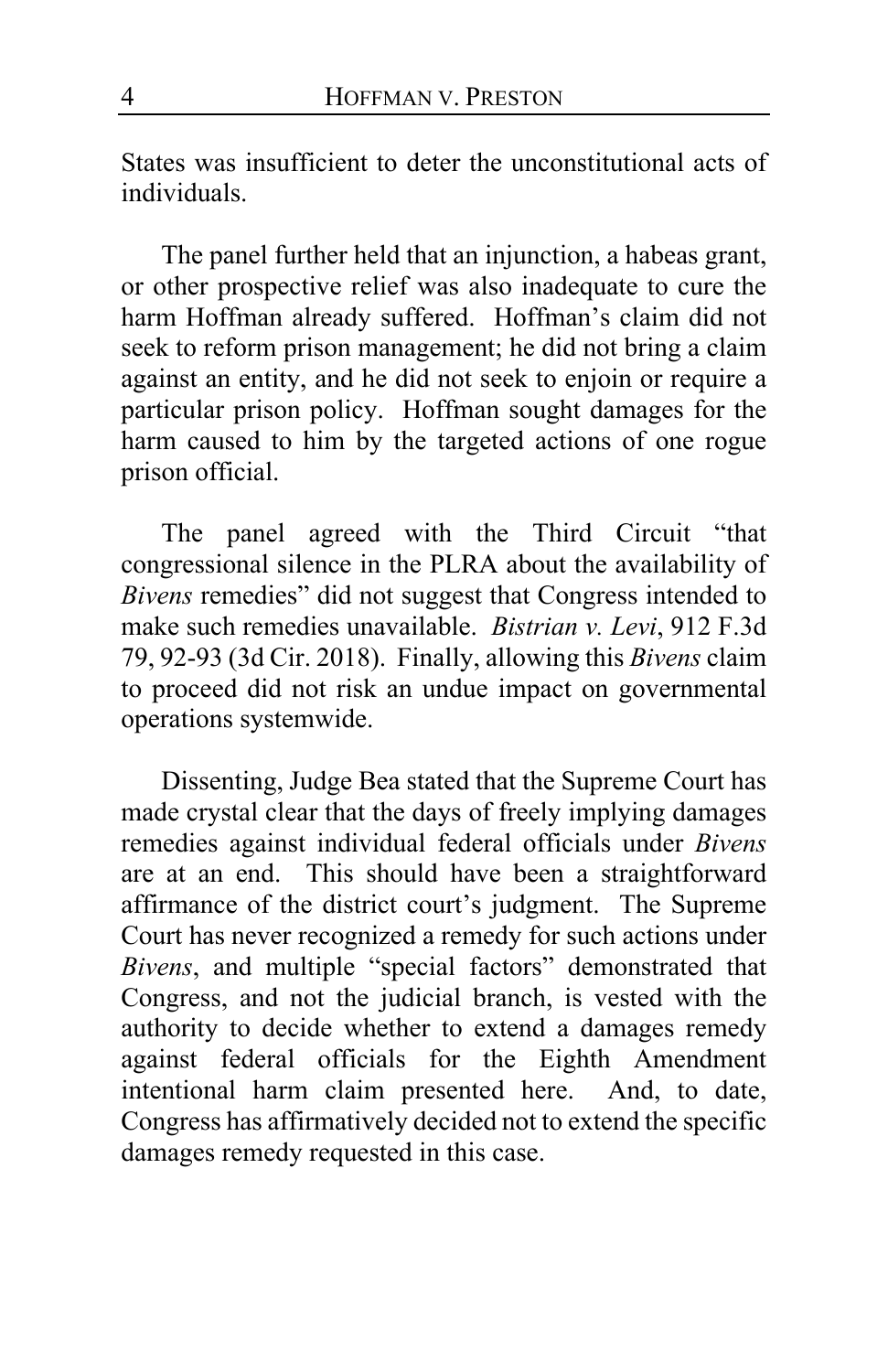States was insufficient to deter the unconstitutional acts of individuals.

The panel further held that an injunction, a habeas grant, or other prospective relief was also inadequate to cure the harm Hoffman already suffered. Hoffman's claim did not seek to reform prison management; he did not bring a claim against an entity, and he did not seek to enjoin or require a particular prison policy. Hoffman sought damages for the harm caused to him by the targeted actions of one rogue prison official.

The panel agreed with the Third Circuit "that congressional silence in the PLRA about the availability of *Bivens* remedies" did not suggest that Congress intended to make such remedies unavailable. *Bistrian v. Levi*, 912 F.3d 79, 92-93 (3d Cir. 2018). Finally, allowing this *Bivens* claim to proceed did not risk an undue impact on governmental operations systemwide.

Dissenting, Judge Bea stated that the Supreme Court has made crystal clear that the days of freely implying damages remedies against individual federal officials under *Bivens* are at an end. This should have been a straightforward affirmance of the district court's judgment. The Supreme Court has never recognized a remedy for such actions under *Bivens*, and multiple "special factors" demonstrated that Congress, and not the judicial branch, is vested with the authority to decide whether to extend a damages remedy against federal officials for the Eighth Amendment intentional harm claim presented here. And, to date, Congress has affirmatively decided not to extend the specific damages remedy requested in this case.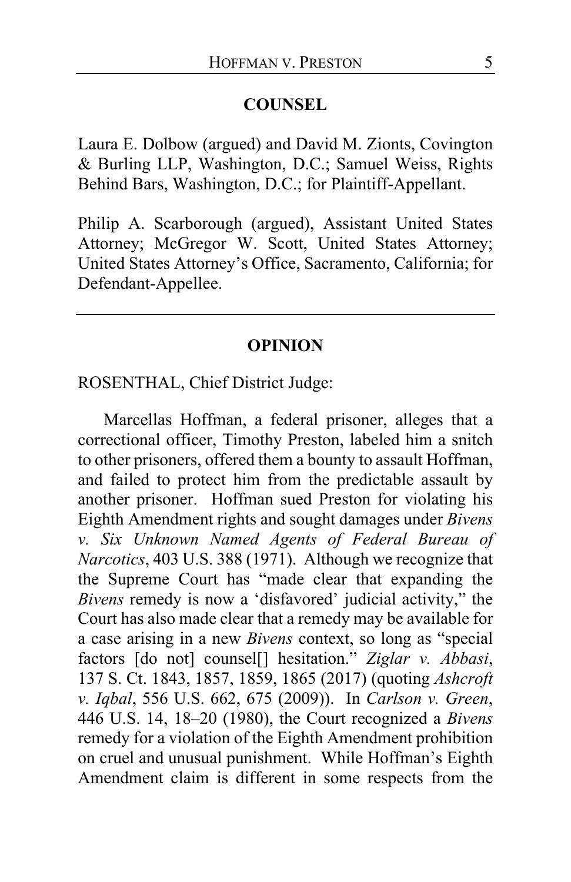## COUNSEL

Laura E. Dolbow (argued) and David M. Zionts, Covington & Burling LLP, Washington, D.C.; Samuel Weiss, Rights Behind Bars, Washington, D.C.; for Plaintiff-Appellant.

Philip A. Scarborough (argued), Assistant United States Attorney; McGregor W. Scott, United States Attorney; United States Attorney's Office, Sacramento, California; for Defendant-Appellee.

---

## OPINION

ROSENTHAL, Chief District Judge:

Marcellas Hoffman, a federal prisoner, alleges that a correctional officer, Timothy Preston, labeled him a snitch to other prisoners, offered them a bounty to assault Hoffman, and failed to protect him from the predictable assault by another prisoner. Hoffman sued Preston for violating his Eighth Amendment rights and sought damages under *Bivens v. Six Unknown Named Agents of Federal Bureau of Narcotics*, 403 U.S. 388 (1971). Although we recognize that the Supreme Court has "made clear that expanding the *Bivens* remedy is now a 'disfavored' judicial activity," the Court has also made clear that a remedy may be available for a case arising in a new *Bivens* context, so long as "special factors [do not] counsel[] hesitation." *Ziglar v. Abbasi*, 137 S. Ct. 1843, 1857, 1859, 1865 (2017) (quoting *Ashcroft v. Iqbal*, 556 U.S. 662, 675 (2009)). In *Carlson v. Green*, 446 U.S. 14, 18–20 (1980), the Court recognized a *Bivens* remedy for a violation of the Eighth Amendment prohibition on cruel and unusual punishment. While Hoffman's Eighth Amendment claim is different in some respects from the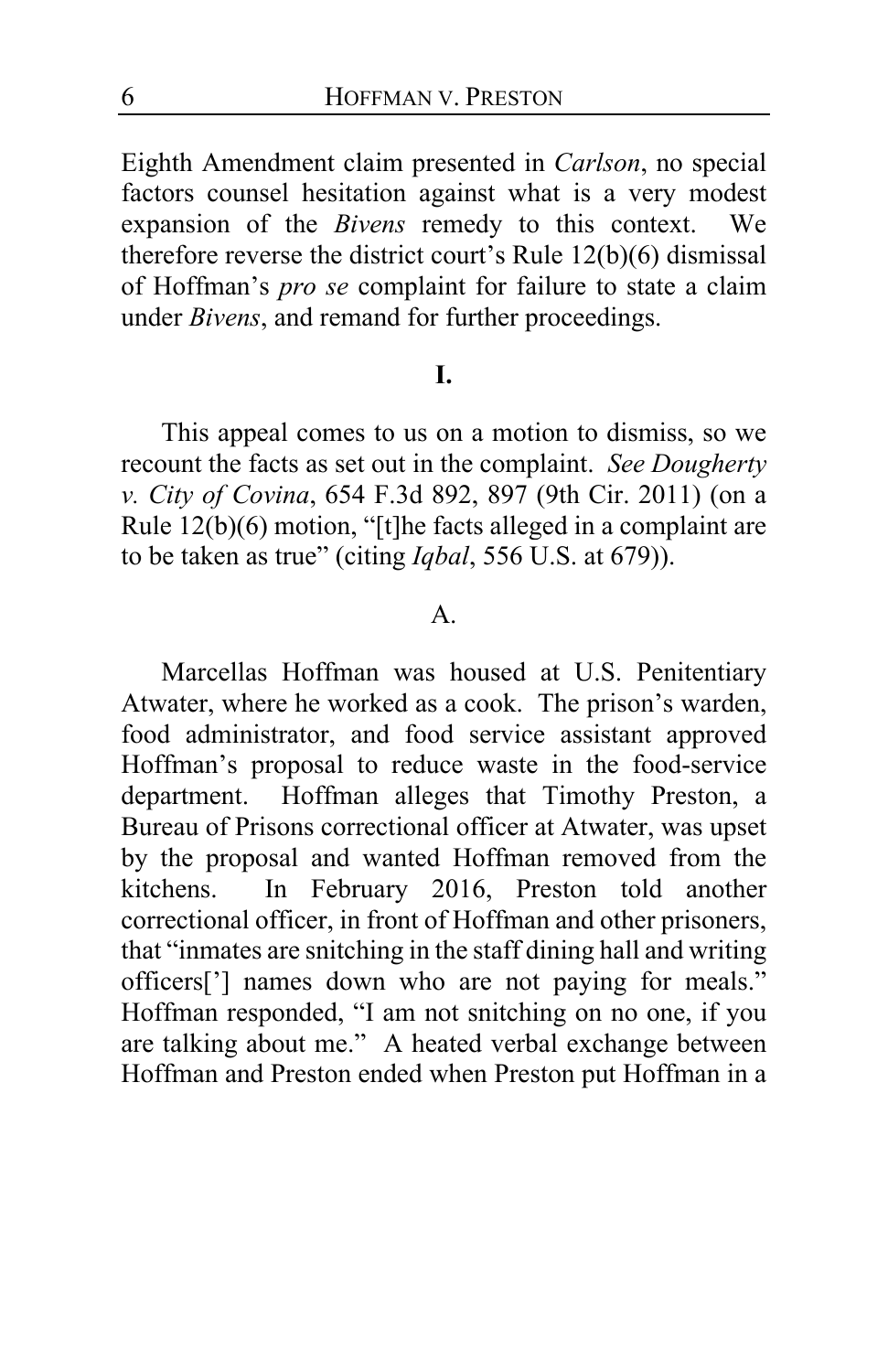Eighth Amendment claim presented in *Carlson*, no special factors counsel hesitation against what is a very modest expansion of the *Bivens* remedy to this context. We therefore reverse the district court's Rule 12(b)(6) dismissal of Hoffman's *pro se* complaint for failure to state a claim under *Bivens*, and remand for further proceedings.

## I.

This appeal comes to us on a motion to dismiss, so we recount the facts as set out in the complaint. *See Dougherty v. City of Covina*, 654 F.3d 892, 897 (9th Cir. 2011) (on a Rule 12(b)(6) motion, "[t]he facts alleged in a complaint are to be taken as true" (citing *Iqbal*, 556 U.S. at 679)).

### A.

Marcellas Hoffman was housed at U.S. Penitentiary Atwater, where he worked as a cook. The prison's warden, food administrator, and food service assistant approved Hoffman's proposal to reduce waste in the food-service department. Hoffman alleges that Timothy Preston, a Bureau of Prisons correctional officer at Atwater, was upset by the proposal and wanted Hoffman removed from the kitchens. In February 2016, Preston told another correctional officer, in front of Hoffman and other prisoners, that "inmates are snitching in the staff dining hall and writing officers['] names down who are not paying for meals." Hoffman responded, "I am not snitching on no one, if you are talking about me." A heated verbal exchange between Hoffman and Preston ended when Preston put Hoffman in a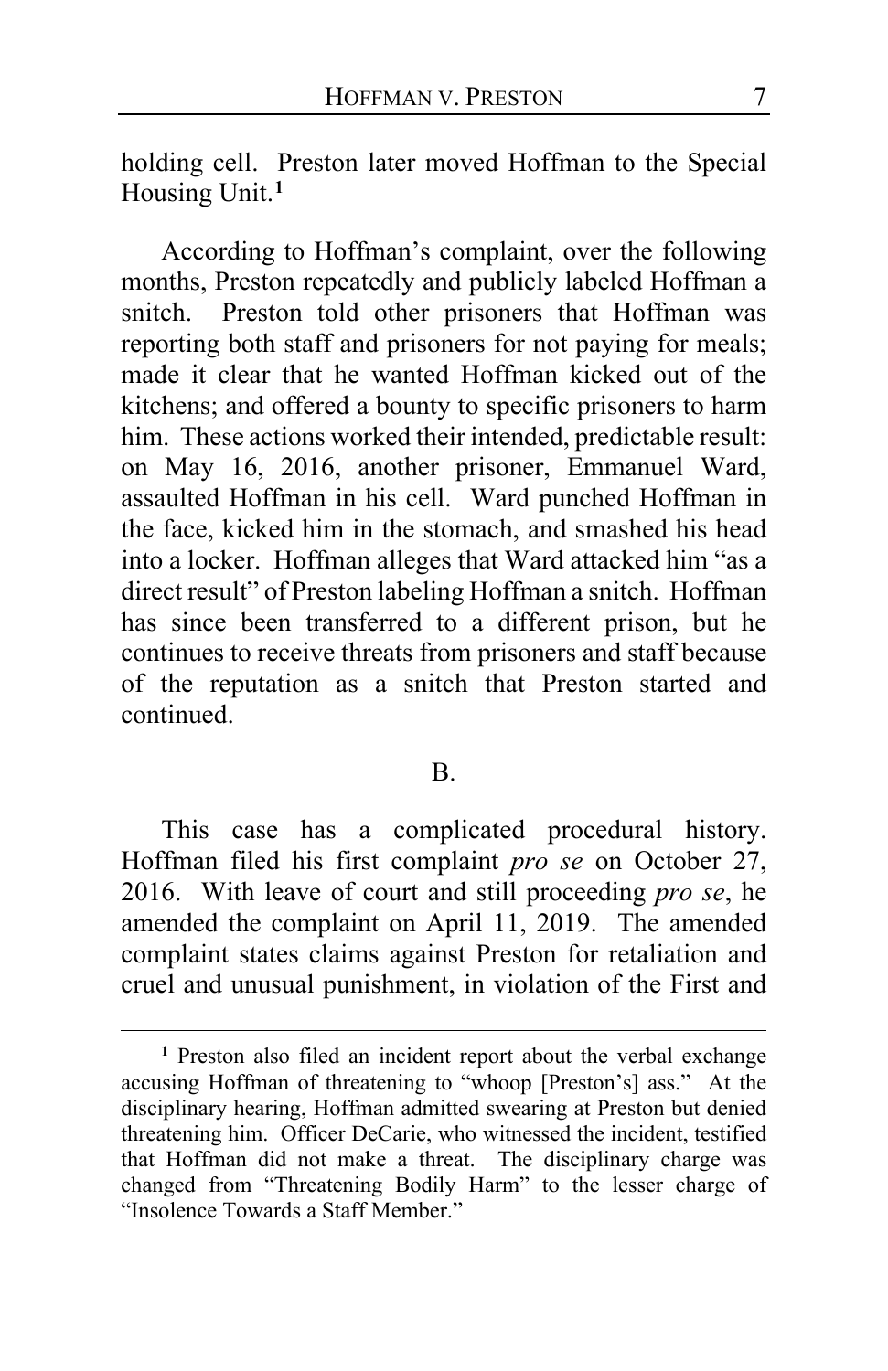holding cell. Preston later moved Hoffman to the Special Housing Unit.[1]

According to Hoffman's complaint, over the following months, Preston repeatedly and publicly labeled Hoffman a snitch. Preston told other prisoners that Hoffman was reporting both staff and prisoners for not paying for meals; made it clear that he wanted Hoffman kicked out of the kitchens; and offered a bounty to specific prisoners to harm him. These actions worked their intended, predictable result: on May 16, 2016, another prisoner, Emmanuel Ward, assaulted Hoffman in his cell. Ward punched Hoffman in the face, kicked him in the stomach, and smashed his head into a locker. Hoffman alleges that Ward attacked him "as a direct result" of Preston labeling Hoffman a snitch. Hoffman has since been transferred to a different prison, but he continues to receive threats from prisoners and staff because of the reputation as a snitch that Preston started and continued.

## B.

This case has a complicated procedural history. Hoffman filed his first complaint *pro se* on October 27, 2016. With leave of court and still proceeding *pro se*, he amended the complaint on April 11, 2019. The amended complaint states claims against Preston for retaliation and cruel and unusual punishment, in violation of the First and

---

[1] Preston also filed an incident report about the verbal exchange accusing Hoffman of threatening to "whoop [Preston's] ass." At the disciplinary hearing, Hoffman admitted swearing at Preston but denied threatening him. Officer DeCarie, who witnessed the incident, testified that Hoffman did not make a threat. The disciplinary charge was changed from "Threatening Bodily Harm" to the lesser charge of "Insolence Towards a Staff Member."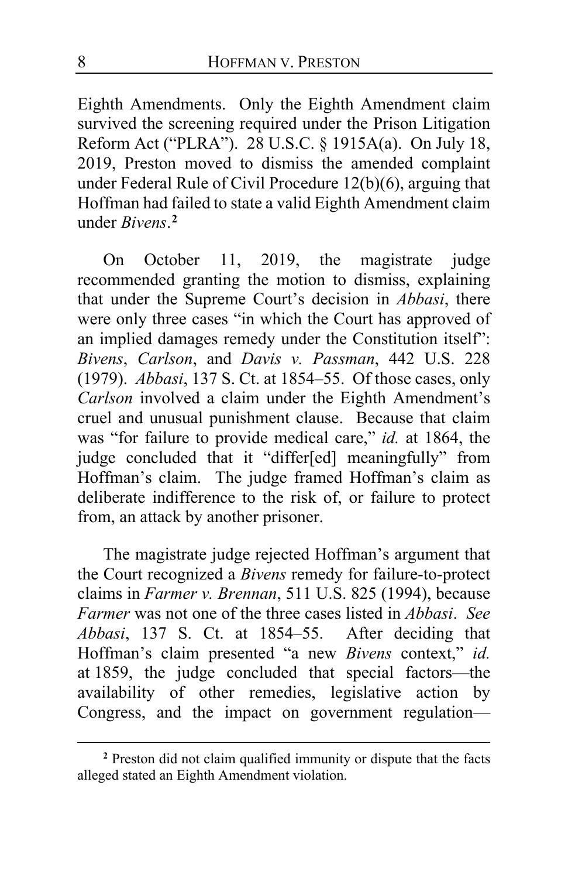Eighth Amendments. Only the Eighth Amendment claim survived the screening required under the Prison Litigation Reform Act ("PLRA"). 28 U.S.C. § 1915A(a). On July 18, 2019, Preston moved to dismiss the amended complaint under Federal Rule of Civil Procedure 12(b)(6), arguing that Hoffman had failed to state a valid Eighth Amendment claim under *Bivens*.[2]

On October 11, 2019, the magistrate judge recommended granting the motion to dismiss, explaining that under the Supreme Court's decision in *Abbasi*, there were only three cases "in which the Court has approved of an implied damages remedy under the Constitution itself": *Bivens*, *Carlson*, and *Davis v. Passman*, 442 U.S. 228 (1979). *Abbasi*, 137 S. Ct. at 1854–55. Of those cases, only *Carlson* involved a claim under the Eighth Amendment's cruel and unusual punishment clause. Because that claim was "for failure to provide medical care," *id.* at 1864, the judge concluded that it "differ[ed] meaningfully" from Hoffman's claim. The judge framed Hoffman's claim as deliberate indifference to the risk of, or failure to protect from, an attack by another prisoner.

The magistrate judge rejected Hoffman's argument that the Court recognized a *Bivens* remedy for failure-to-protect claims in *Farmer v. Brennan*, 511 U.S. 825 (1994), because *Farmer* was not one of the three cases listed in *Abbasi*. *See Abbasi*, 137 S. Ct. at 1854–55. After deciding that Hoffman's claim presented "a new *Bivens* context," *id.* at 1859, the judge concluded that special factors—the availability of other remedies, legislative action by Congress, and the impact on government regulation—

[2] Preston did not claim qualified immunity or dispute that the facts alleged stated an Eighth Amendment violation.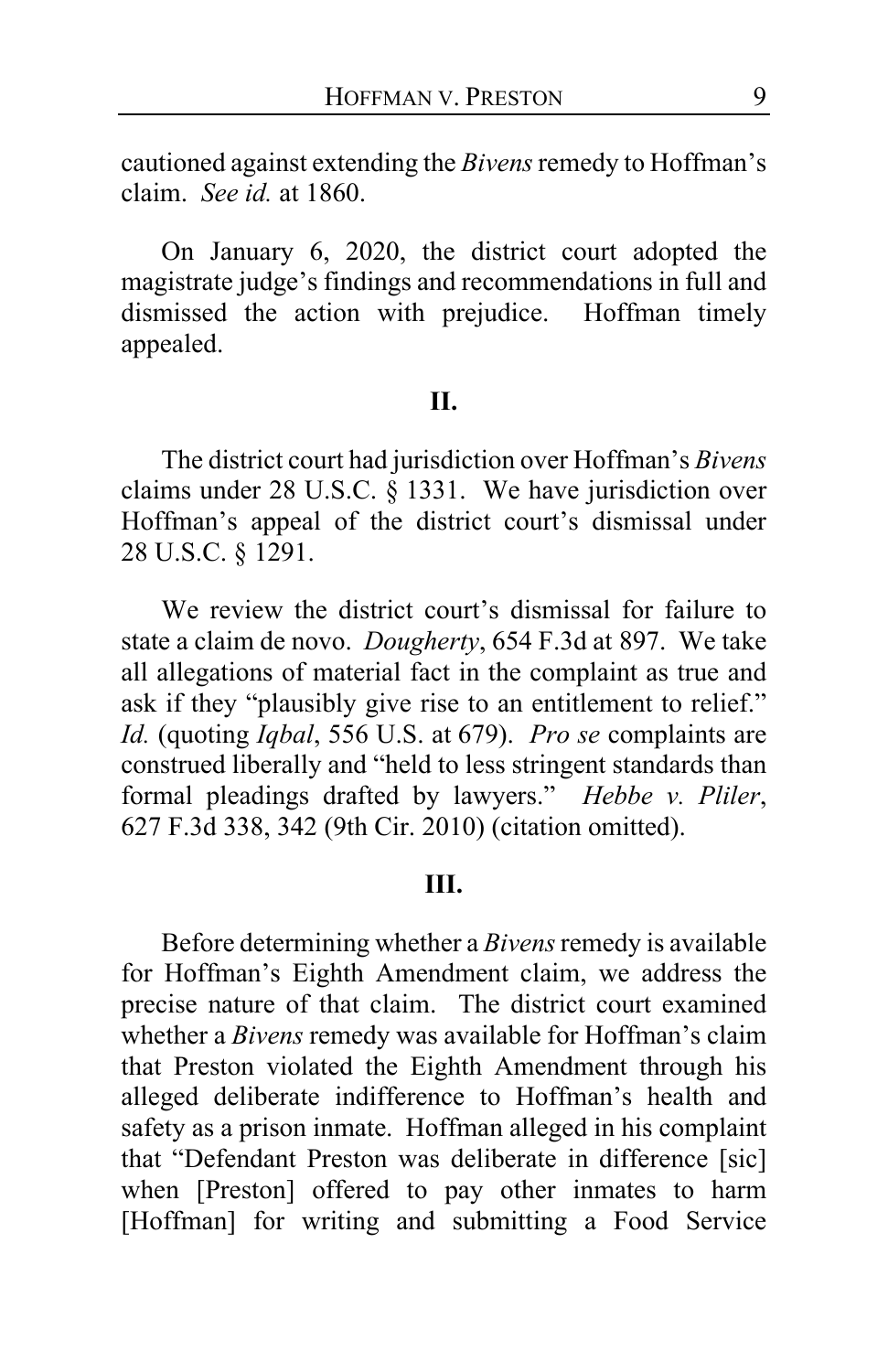cautioned against extending the *Bivens* remedy to Hoffman's claim. *See id.* at 1860.

On January 6, 2020, the district court adopted the magistrate judge's findings and recommendations in full and dismissed the action with prejudice. Hoffman timely appealed.

## II.

The district court had jurisdiction over Hoffman's *Bivens* claims under 28 U.S.C. § 1331. We have jurisdiction over Hoffman's appeal of the district court's dismissal under 28 U.S.C. § 1291.

We review the district court's dismissal for failure to state a claim de novo. *Dougherty*, 654 F.3d at 897. We take all allegations of material fact in the complaint as true and ask if they "plausibly give rise to an entitlement to relief." *Id.* (quoting *Iqbal*, 556 U.S. at 679). *Pro se* complaints are construed liberally and "held to less stringent standards than formal pleadings drafted by lawyers." *Hebbe v. Pliler*, 627 F.3d 338, 342 (9th Cir. 2010) (citation omitted).

## III.

Before determining whether a *Bivens* remedy is available for Hoffman's Eighth Amendment claim, we address the precise nature of that claim. The district court examined whether a *Bivens* remedy was available for Hoffman's claim that Preston violated the Eighth Amendment through his alleged deliberate indifference to Hoffman's health and safety as a prison inmate. Hoffman alleged in his complaint that "Defendant Preston was deliberate in difference [sic] when [Preston] offered to pay other inmates to harm [Hoffman] for writing and submitting a Food Service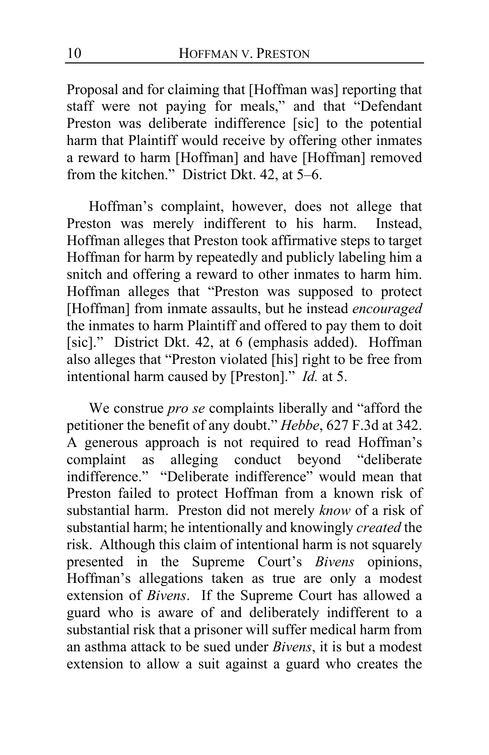Proposal and for claiming that [Hoffman was] reporting that staff were not paying for meals," and that "Defendant Preston was deliberate indifference [sic] to the potential harm that Plaintiff would receive by offering other inmates a reward to harm [Hoffman] and have [Hoffman] removed from the kitchen." District Dkt. 42, at 5–6.

Hoffman's complaint, however, does not allege that Preston was merely indifferent to his harm. Instead, Hoffman alleges that Preston took affirmative steps to target Hoffman for harm by repeatedly and publicly labeling him a snitch and offering a reward to other inmates to harm him. Hoffman alleges that "Preston was supposed to protect [Hoffman] from inmate assaults, but he instead *encouraged* the inmates to harm Plaintiff and offered to pay them to doit [sic]." District Dkt. 42, at 6 (emphasis added). Hoffman also alleges that "Preston violated [his] right to be free from intentional harm caused by [Preston]." *Id.* at 5.

We construe *pro se* complaints liberally and "afford the petitioner the benefit of any doubt." *Hebbe*, 627 F.3d at 342. A generous approach is not required to read Hoffman's complaint as alleging conduct beyond "deliberate indifference." "Deliberate indifference" would mean that Preston failed to protect Hoffman from a known risk of substantial harm. Preston did not merely *know* of a risk of substantial harm; he intentionally and knowingly *created* the risk. Although this claim of intentional harm is not squarely presented in the Supreme Court's *Bivens* opinions, Hoffman's allegations taken as true are only a modest extension of *Bivens*. If the Supreme Court has allowed a guard who is aware of and deliberately indifferent to a substantial risk that a prisoner will suffer medical harm from an asthma attack to be sued under *Bivens*, it is but a modest extension to allow a suit against a guard who creates the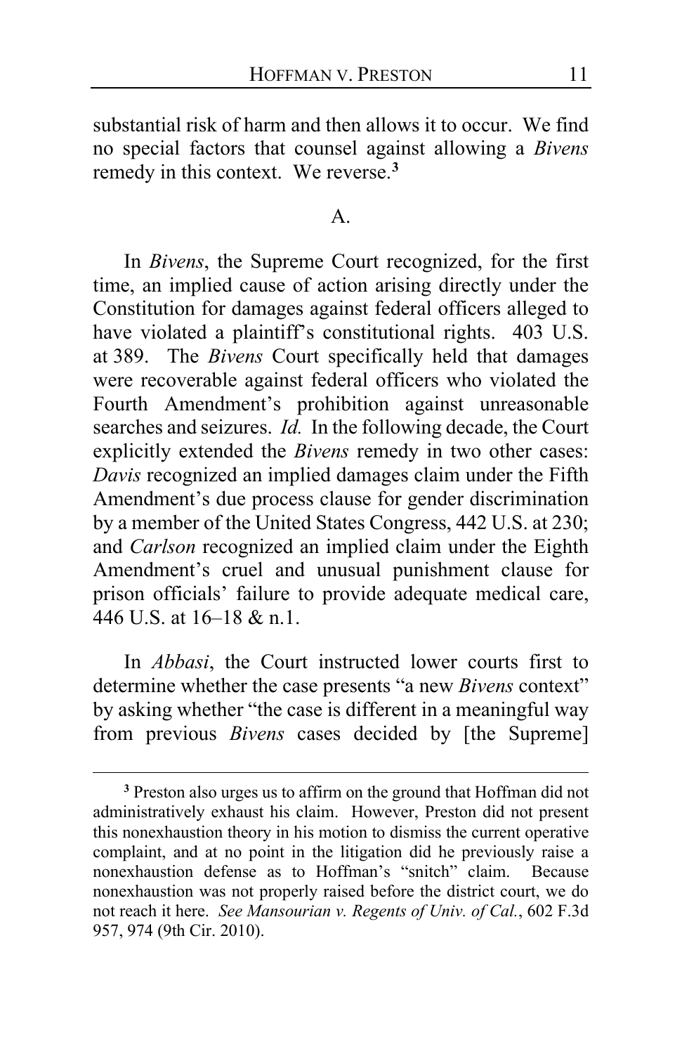substantial risk of harm and then allows it to occur. We find no special factors that counsel against allowing a *Bivens* remedy in this context. We reverse.[3]

### A.

In *Bivens*, the Supreme Court recognized, for the first time, an implied cause of action arising directly under the Constitution for damages against federal officers alleged to have violated a plaintiff's constitutional rights. 403 U.S. at 389. The *Bivens* Court specifically held that damages were recoverable against federal officers who violated the Fourth Amendment's prohibition against unreasonable searches and seizures. *Id.* In the following decade, the Court explicitly extended the *Bivens* remedy in two other cases: *Davis* recognized an implied damages claim under the Fifth Amendment's due process clause for gender discrimination by a member of the United States Congress, 442 U.S. at 230; and *Carlson* recognized an implied claim under the Eighth Amendment's cruel and unusual punishment clause for prison officials' failure to provide adequate medical care, 446 U.S. at 16–18 & n.1.

In *Abbasi*, the Court instructed lower courts first to determine whether the case presents "a new *Bivens* context" by asking whether "the case is different in a meaningful way from previous *Bivens* cases decided by [the Supreme]

---

[3] Preston also urges us to affirm on the ground that Hoffman did not administratively exhaust his claim. However, Preston did not present this nonexhaustion theory in his motion to dismiss the current operative complaint, and at no point in the litigation did he previously raise a nonexhaustion defense as to Hoffman's "snitch" claim. Because nonexhaustion was not properly raised before the district court, we do not reach it here. *See Mansourian v. Regents of Univ. of Cal.*, 602 F.3d 957, 974 (9th Cir. 2010).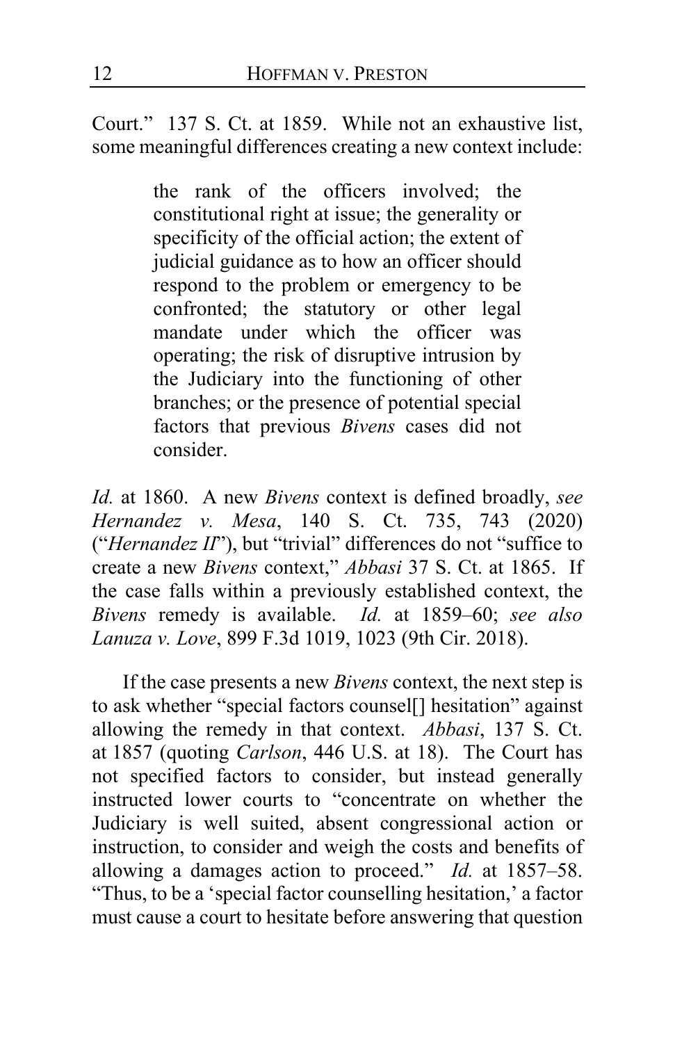Court." 137 S. Ct. at 1859. While not an exhaustive list, some meaningful differences creating a new context include:

> the rank of the officers involved; the constitutional right at issue; the generality or specificity of the official action; the extent of judicial guidance as to how an officer should respond to the problem or emergency to be confronted; the statutory or other legal mandate under which the officer was operating; the risk of disruptive intrusion by the Judiciary into the functioning of other branches; or the presence of potential special factors that previous *Bivens* cases did not consider.

*Id.* at 1860. A new *Bivens* context is defined broadly, *see Hernandez v. Mesa*, 140 S. Ct. 735, 743 (2020) ("*Hernandez II*"), but "trivial" differences do not "suffice to create a new *Bivens* context," *Abbasi* 37 S. Ct. at 1865. If the case falls within a previously established context, the *Bivens* remedy is available. *Id.* at 1859–60; *see also Lanuza v. Love*, 899 F.3d 1019, 1023 (9th Cir. 2018).

If the case presents a new *Bivens* context, the next step is to ask whether "special factors counsel[] hesitation" against allowing the remedy in that context. *Abbasi*, 137 S. Ct. at 1857 (quoting *Carlson*, 446 U.S. at 18). The Court has not specified factors to consider, but instead generally instructed lower courts to "concentrate on whether the Judiciary is well suited, absent congressional action or instruction, to consider and weigh the costs and benefits of allowing a damages action to proceed." *Id.* at 1857–58. "Thus, to be a 'special factor counselling hesitation,' a factor must cause a court to hesitate before answering that question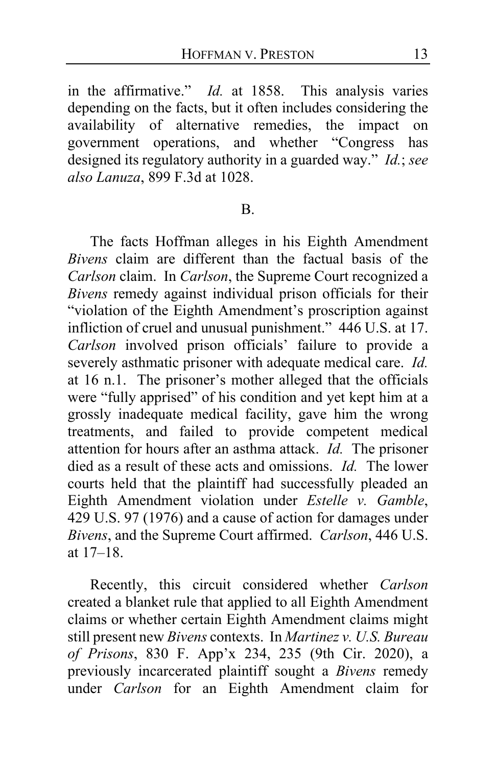in the affirmative." *Id.* at 1858. This analysis varies depending on the facts, but it often includes considering the availability of alternative remedies, the impact on government operations, and whether "Congress has designed its regulatory authority in a guarded way." *Id.*; *see also Lanuza*, 899 F.3d at 1028.

B.

The facts Hoffman alleges in his Eighth Amendment *Bivens* claim are different than the factual basis of the *Carlson* claim. In *Carlson*, the Supreme Court recognized a *Bivens* remedy against individual prison officials for their "violation of the Eighth Amendment's proscription against infliction of cruel and unusual punishment." 446 U.S. at 17. *Carlson* involved prison officials' failure to provide a severely asthmatic prisoner with adequate medical care. *Id.* at 16 n.1. The prisoner's mother alleged that the officials were "fully apprised" of his condition and yet kept him at a grossly inadequate medical facility, gave him the wrong treatments, and failed to provide competent medical attention for hours after an asthma attack. *Id.* The prisoner died as a result of these acts and omissions. *Id.* The lower courts held that the plaintiff had successfully pleaded an Eighth Amendment violation under *Estelle v. Gamble*, 429 U.S. 97 (1976) and a cause of action for damages under *Bivens*, and the Supreme Court affirmed. *Carlson*, 446 U.S. at 17–18.

Recently, this circuit considered whether *Carlson* created a blanket rule that applied to all Eighth Amendment claims or whether certain Eighth Amendment claims might still present new *Bivens* contexts. In *Martinez v. U.S. Bureau of Prisons*, 830 F. App'x 234, 235 (9th Cir. 2020), a previously incarcerated plaintiff sought a *Bivens* remedy under *Carlson* for an Eighth Amendment claim for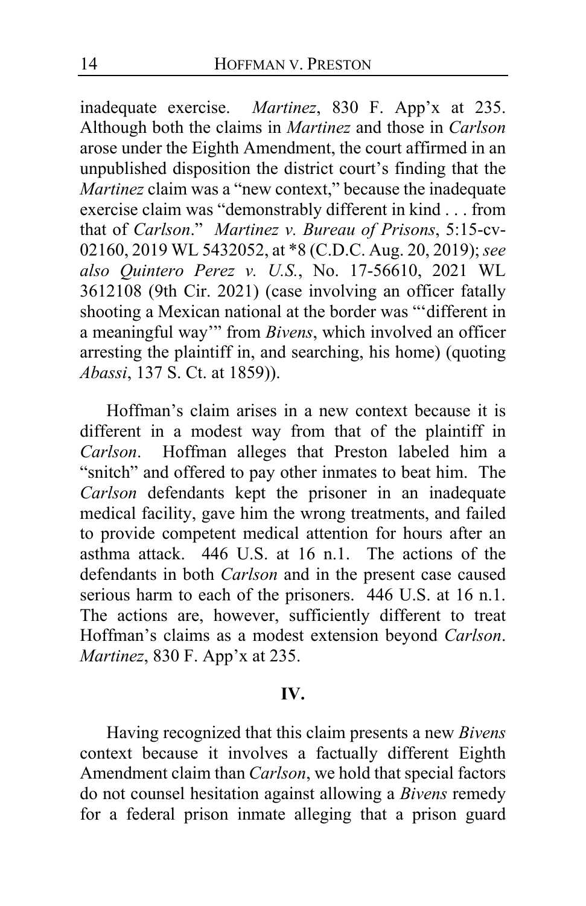inadequate exercise. *Martinez*, 830 F. App'x at 235. Although both the claims in *Martinez* and those in *Carlson* arose under the Eighth Amendment, the court affirmed in an unpublished disposition the district court's finding that the *Martinez* claim was a "new context," because the inadequate exercise claim was "demonstrably different in kind . . . from that of *Carlson*." *Martinez v. Bureau of Prisons*, 5:15-cv-02160, 2019 WL 5432052, at *8 (C.D.C. Aug. 20, 2019); *see also Quintero Perez v. U.S.*, No. 17-56610, 2021 WL 3612108 (9th Cir. 2021) (case involving an officer fatally shooting a Mexican national at the border was "'different in a meaningful way'" from *Bivens*, which involved an officer arresting the plaintiff in, and searching, his home) (quoting *Abassi*, 137 S. Ct. at 1859)).

Hoffman's claim arises in a new context because it is different in a modest way from that of the plaintiff in *Carlson*. Hoffman alleges that Preston labeled him a "snitch" and offered to pay other inmates to beat him. The *Carlson* defendants kept the prisoner in an inadequate medical facility, gave him the wrong treatments, and failed to provide competent medical attention for hours after an asthma attack. 446 U.S. at 16 n.1. The actions of the defendants in both *Carlson* and in the present case caused serious harm to each of the prisoners. 446 U.S. at 16 n.1. The actions are, however, sufficiently different to treat Hoffman's claims as a modest extension beyond *Carlson*. *Martinez*, 830 F. App'x at 235.

## IV.

Having recognized that this claim presents a new *Bivens* context because it involves a factually different Eighth Amendment claim than *Carlson*, we hold that special factors do not counsel hesitation against allowing a *Bivens* remedy for a federal prison inmate alleging that a prison guard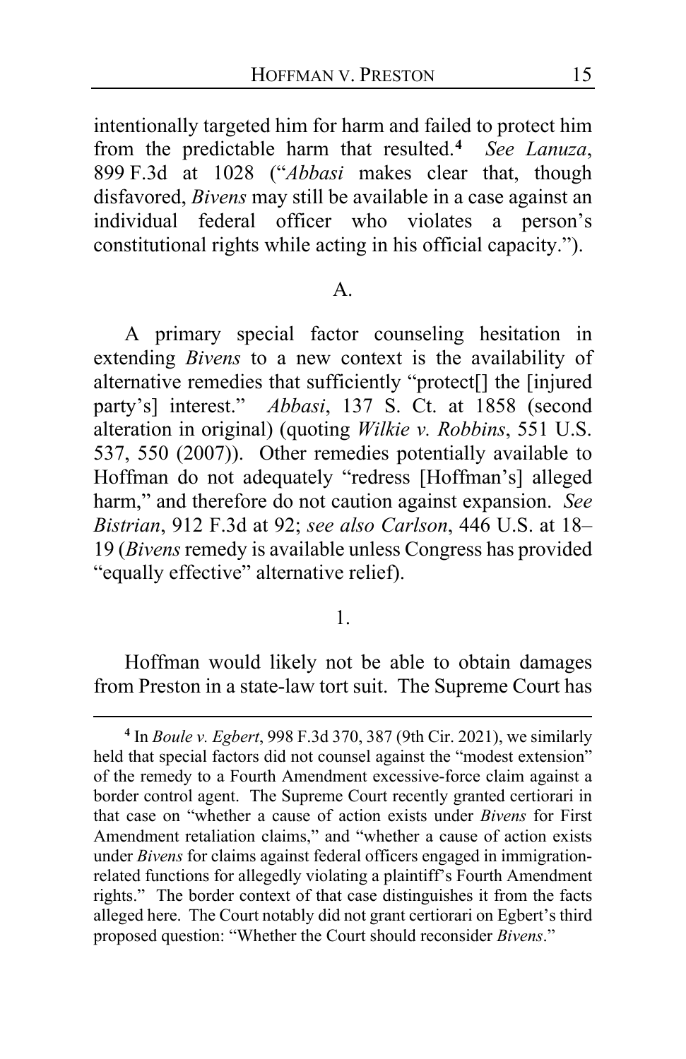intentionally targeted him for harm and failed to protect him from the predictable harm that resulted.[4] *See Lanuza*, 899 F.3d at 1028 ("*Abbasi* makes clear that, though disfavored, *Bivens* may still be available in a case against an individual federal officer who violates a person's constitutional rights while acting in his official capacity.").

A.

A primary special factor counseling hesitation in extending *Bivens* to a new context is the availability of alternative remedies that sufficiently "protect[] the [injured party's] interest." *Abbasi*, 137 S. Ct. at 1858 (second alteration in original) (quoting *Wilkie v. Robbins*, 551 U.S. 537, 550 (2007)). Other remedies potentially available to Hoffman do not adequately "redress [Hoffman's] alleged harm," and therefore do not caution against expansion. *See Bistrian*, 912 F.3d at 92; *see also Carlson*, 446 U.S. at 18–19 (*Bivens* remedy is available unless Congress has provided "equally effective" alternative relief).

1.

Hoffman would likely not be able to obtain damages from Preston in a state-law tort suit. The Supreme Court has

[4] In *Boule v. Egbert*, 998 F.3d 370, 387 (9th Cir. 2021), we similarly held that special factors did not counsel against the "modest extension" of the remedy to a Fourth Amendment excessive-force claim against a border control agent. The Supreme Court recently granted certiorari in that case on "whether a cause of action exists under *Bivens* for First Amendment retaliation claims," and "whether a cause of action exists under *Bivens* for claims against federal officers engaged in immigration-related functions for allegedly violating a plaintiff's Fourth Amendment rights." The border context of that case distinguishes it from the facts alleged here. The Court notably did not grant certiorari on Egbert's third proposed question: "Whether the Court should reconsider *Bivens*."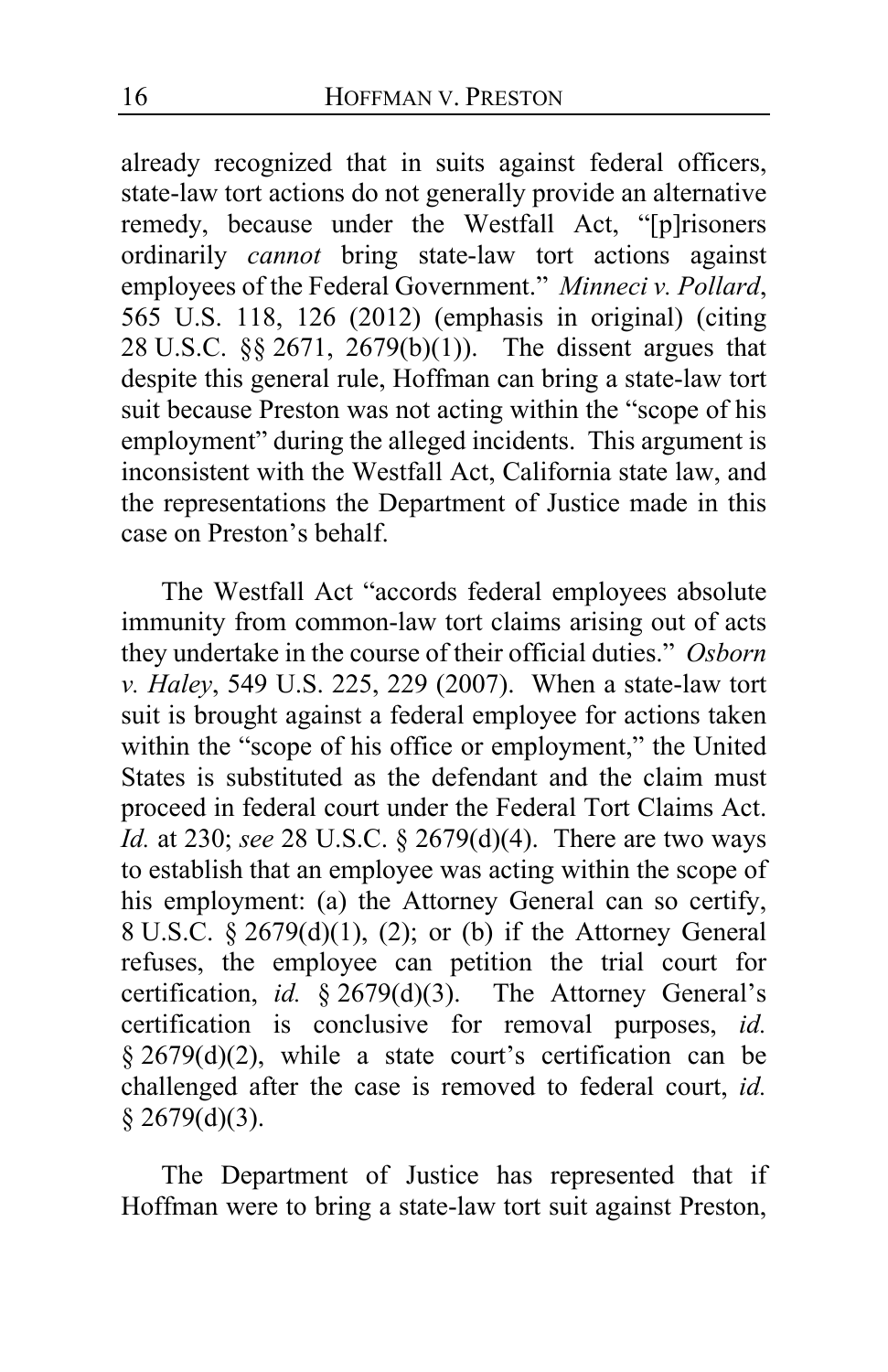already recognized that in suits against federal officers, state-law tort actions do not generally provide an alternative remedy, because under the Westfall Act, "[p]risoners ordinarily *cannot* bring state-law tort actions against employees of the Federal Government." *Minneci v. Pollard*, 565 U.S. 118, 126 (2012) (emphasis in original) (citing 28 U.S.C. §§ 2671, 2679(b)(1)). The dissent argues that despite this general rule, Hoffman can bring a state-law tort suit because Preston was not acting within the "scope of his employment" during the alleged incidents. This argument is inconsistent with the Westfall Act, California state law, and the representations the Department of Justice made in this case on Preston's behalf.

The Westfall Act "accords federal employees absolute immunity from common-law tort claims arising out of acts they undertake in the course of their official duties." *Osborn v. Haley*, 549 U.S. 225, 229 (2007). When a state-law tort suit is brought against a federal employee for actions taken within the "scope of his office or employment," the United States is substituted as the defendant and the claim must proceed in federal court under the Federal Tort Claims Act. *Id.* at 230; *see* 28 U.S.C. § 2679(d)(4). There are two ways to establish that an employee was acting within the scope of his employment: (a) the Attorney General can so certify, 8 U.S.C. § 2679(d)(1), (2); or (b) if the Attorney General refuses, the employee can petition the trial court for certification, *id.* § 2679(d)(3). The Attorney General's certification is conclusive for removal purposes, *id.* § 2679(d)(2), while a state court's certification can be challenged after the case is removed to federal court, *id.* § 2679(d)(3).

The Department of Justice has represented that if Hoffman were to bring a state-law tort suit against Preston,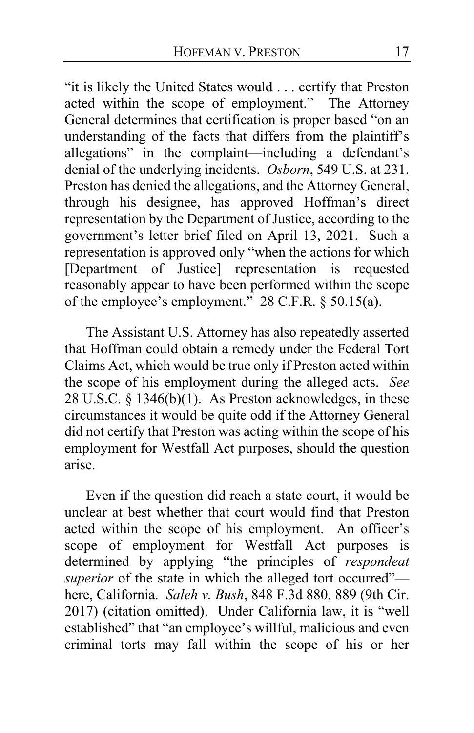"it is likely the United States would . . . certify that Preston acted within the scope of employment." The Attorney General determines that certification is proper based "on an understanding of the facts that differs from the plaintiff's allegations" in the complaint—including a defendant's denial of the underlying incidents. *Osborn*, 549 U.S. at 231. Preston has denied the allegations, and the Attorney General, through his designee, has approved Hoffman's direct representation by the Department of Justice, according to the government's letter brief filed on April 13, 2021. Such a representation is approved only "when the actions for which [Department of Justice] representation is requested reasonably appear to have been performed within the scope of the employee's employment." 28 C.F.R. § 50.15(a).

The Assistant U.S. Attorney has also repeatedly asserted that Hoffman could obtain a remedy under the Federal Tort Claims Act, which would be true only if Preston acted within the scope of his employment during the alleged acts. *See* 28 U.S.C. § 1346(b)(1). As Preston acknowledges, in these circumstances it would be quite odd if the Attorney General did not certify that Preston was acting within the scope of his employment for Westfall Act purposes, should the question arise.

Even if the question did reach a state court, it would be unclear at best whether that court would find that Preston acted within the scope of his employment. An officer's scope of employment for Westfall Act purposes is determined by applying "the principles of *respondeat superior* of the state in which the alleged tort occurred"—here, California. *Saleh v. Bush*, 848 F.3d 880, 889 (9th Cir. 2017) (citation omitted). Under California law, it is "well established" that "an employee's willful, malicious and even criminal torts may fall within the scope of his or her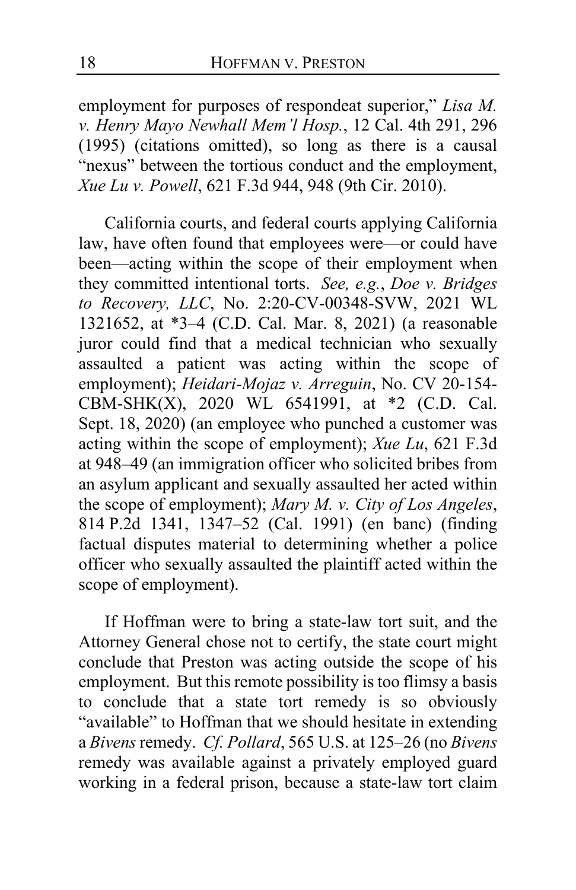employment for purposes of respondeat superior," *Lisa M. v. Henry Mayo Newhall Mem'l Hosp.*, 12 Cal. 4th 291, 296 (1995) (citations omitted), so long as there is a causal "nexus" between the tortious conduct and the employment, *Xue Lu v. Powell*, 621 F.3d 944, 948 (9th Cir. 2010).

California courts, and federal courts applying California law, have often found that employees were—or could have been—acting within the scope of their employment when they committed intentional torts. *See, e.g.*, *Doe v. Bridges to Recovery, LLC*, No. 2:20-CV-00348-SVW, 2021 WL 1321652, at *3–4 (C.D. Cal. Mar. 8, 2021) (a reasonable juror could find that a medical technician who sexually assaulted a patient was acting within the scope of employment); *Heidari-Mojaz v. Arreguin*, No. CV 20-154-CBM-SHK(X), 2020 WL 6541991, at *2 (C.D. Cal. Sept. 18, 2020) (an employee who punched a customer was acting within the scope of employment); *Xue Lu*, 621 F.3d at 948–49 (an immigration officer who solicited bribes from an asylum applicant and sexually assaulted her acted within the scope of employment); *Mary M. v. City of Los Angeles*, 814 P.2d 1341, 1347–52 (Cal. 1991) (en banc) (finding factual disputes material to determining whether a police officer who sexually assaulted the plaintiff acted within the scope of employment).

If Hoffman were to bring a state-law tort suit, and the Attorney General chose not to certify, the state court might conclude that Preston was acting outside the scope of his employment. But this remote possibility is too flimsy a basis to conclude that a state tort remedy is so obviously "available" to Hoffman that we should hesitate in extending a *Bivens* remedy. *Cf. Pollard*, 565 U.S. at 125–26 (no *Bivens* remedy was available against a privately employed guard working in a federal prison, because a state-law tort claim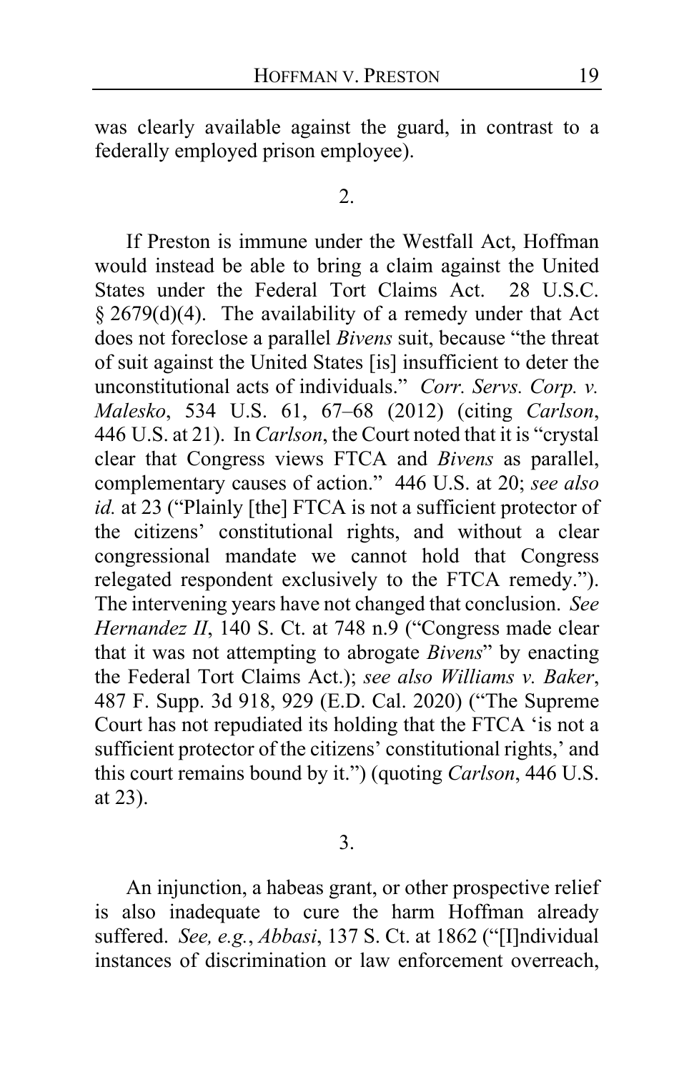was clearly available against the guard, in contrast to a federally employed prison employee).

2.

If Preston is immune under the Westfall Act, Hoffman would instead be able to bring a claim against the United States under the Federal Tort Claims Act. 28 U.S.C. § 2679(d)(4). The availability of a remedy under that Act does not foreclose a parallel *Bivens* suit, because "the threat of suit against the United States [is] insufficient to deter the unconstitutional acts of individuals." *Corr. Servs. Corp. v. Malesko*, 534 U.S. 61, 67–68 (2012) (citing *Carlson*, 446 U.S. at 21). In *Carlson*, the Court noted that it is "crystal clear that Congress views FTCA and *Bivens* as parallel, complementary causes of action." 446 U.S. at 20; *see also id.* at 23 ("Plainly [the] FTCA is not a sufficient protector of the citizens' constitutional rights, and without a clear congressional mandate we cannot hold that Congress relegated respondent exclusively to the FTCA remedy."). The intervening years have not changed that conclusion. *See Hernandez II*, 140 S. Ct. at 748 n.9 ("Congress made clear that it was not attempting to abrogate *Bivens*" by enacting the Federal Tort Claims Act.); *see also Williams v. Baker*, 487 F. Supp. 3d 918, 929 (E.D. Cal. 2020) ("The Supreme Court has not repudiated its holding that the FTCA 'is not a sufficient protector of the citizens' constitutional rights,' and this court remains bound by it.") (quoting *Carlson*, 446 U.S. at 23).

3.

An injunction, a habeas grant, or other prospective relief is also inadequate to cure the harm Hoffman already suffered. *See, e.g.*, *Abbasi*, 137 S. Ct. at 1862 ("[I]ndividual instances of discrimination or law enforcement overreach,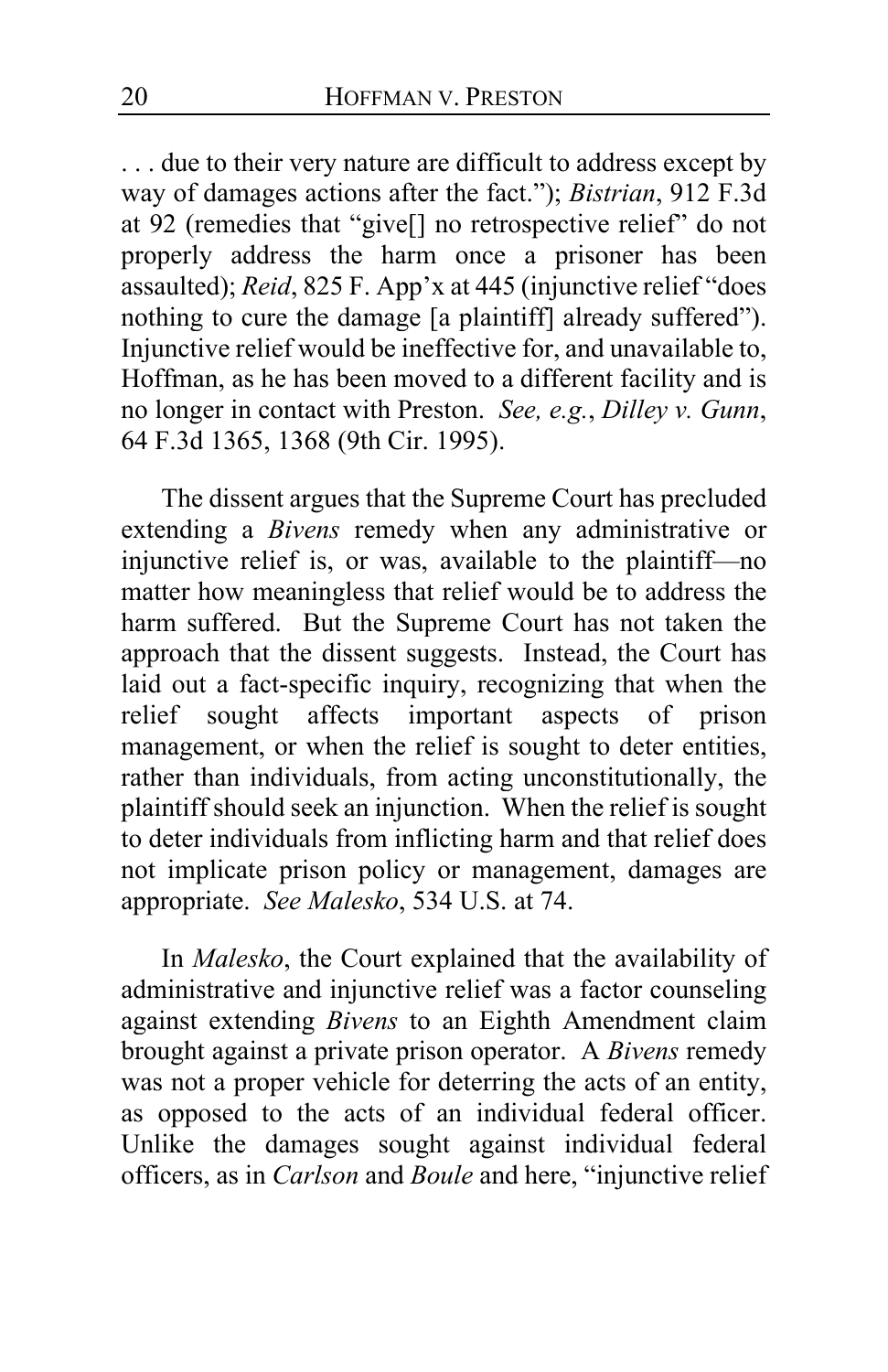. . . due to their very nature are difficult to address except by way of damages actions after the fact."); *Bistrian*, 912 F.3d at 92 (remedies that "give[] no retrospective relief" do not properly address the harm once a prisoner has been assaulted); *Reid*, 825 F. App'x at 445 (injunctive relief "does nothing to cure the damage [a plaintiff] already suffered"). Injunctive relief would be ineffective for, and unavailable to, Hoffman, as he has been moved to a different facility and is no longer in contact with Preston. *See, e.g.*, *Dilley v. Gunn*, 64 F.3d 1365, 1368 (9th Cir. 1995).

The dissent argues that the Supreme Court has precluded extending a *Bivens* remedy when any administrative or injunctive relief is, or was, available to the plaintiff—no matter how meaningless that relief would be to address the harm suffered. But the Supreme Court has not taken the approach that the dissent suggests. Instead, the Court has laid out a fact-specific inquiry, recognizing that when the relief sought affects important aspects of prison management, or when the relief is sought to deter entities, rather than individuals, from acting unconstitutionally, the plaintiff should seek an injunction. When the relief is sought to deter individuals from inflicting harm and that relief does not implicate prison policy or management, damages are appropriate. *See Malesko*, 534 U.S. at 74.

In *Malesko*, the Court explained that the availability of administrative and injunctive relief was a factor counseling against extending *Bivens* to an Eighth Amendment claim brought against a private prison operator. A *Bivens* remedy was not a proper vehicle for deterring the acts of an entity, as opposed to the acts of an individual federal officer. Unlike the damages sought against individual federal officers, as in *Carlson* and *Boule* and here, "injunctive relief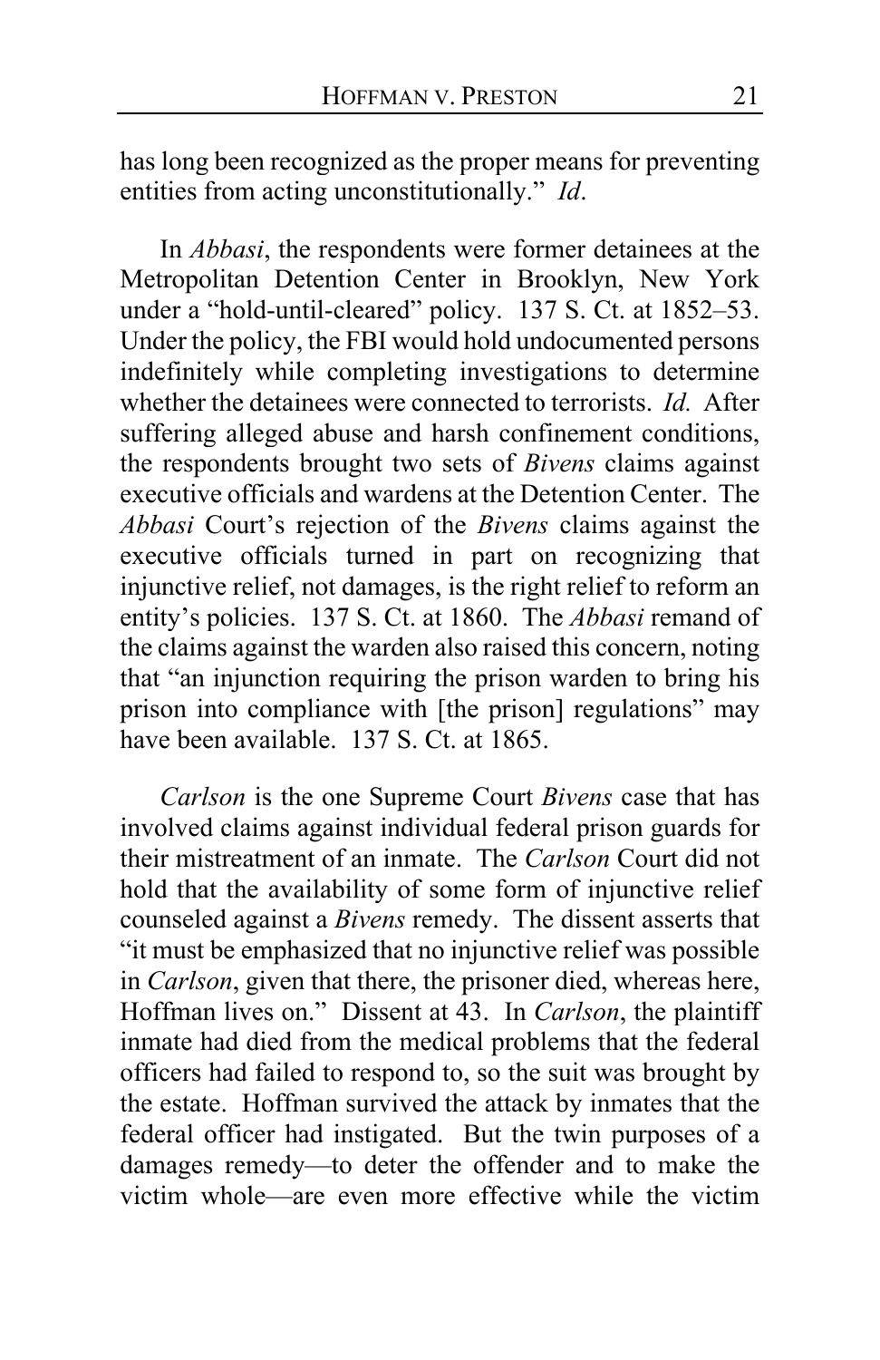has long been recognized as the proper means for preventing entities from acting unconstitutionally." *Id*.

In *Abbasi*, the respondents were former detainees at the Metropolitan Detention Center in Brooklyn, New York under a "hold-until-cleared" policy. 137 S. Ct. at 1852–53. Under the policy, the FBI would hold undocumented persons indefinitely while completing investigations to determine whether the detainees were connected to terrorists. *Id.* After suffering alleged abuse and harsh confinement conditions, the respondents brought two sets of *Bivens* claims against executive officials and wardens at the Detention Center. The *Abbasi* Court's rejection of the *Bivens* claims against the executive officials turned in part on recognizing that injunctive relief, not damages, is the right relief to reform an entity's policies. 137 S. Ct. at 1860. The *Abbasi* remand of the claims against the warden also raised this concern, noting that "an injunction requiring the prison warden to bring his prison into compliance with [the prison] regulations" may have been available. 137 S. Ct. at 1865.

*Carlson* is the one Supreme Court *Bivens* case that has involved claims against individual federal prison guards for their mistreatment of an inmate. The *Carlson* Court did not hold that the availability of some form of injunctive relief counseled against a *Bivens* remedy. The dissent asserts that "it must be emphasized that no injunctive relief was possible in *Carlson*, given that there, the prisoner died, whereas here, Hoffman lives on." Dissent at 43. In *Carlson*, the plaintiff inmate had died from the medical problems that the federal officers had failed to respond to, so the suit was brought by the estate. Hoffman survived the attack by inmates that the federal officer had instigated. But the twin purposes of a damages remedy—to deter the offender and to make the victim whole—are even more effective while the victim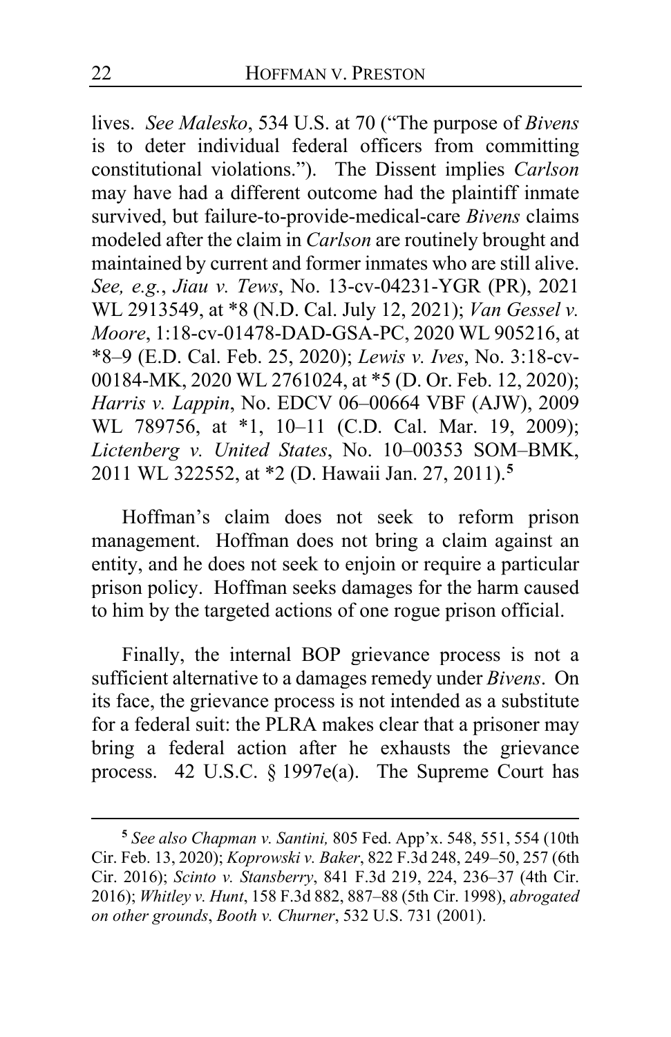lives. *See Malesko*, 534 U.S. at 70 ("The purpose of *Bivens* is to deter individual federal officers from committing constitutional violations."). The Dissent implies *Carlson* may have had a different outcome had the plaintiff inmate survived, but failure-to-provide-medical-care *Bivens* claims modeled after the claim in *Carlson* are routinely brought and maintained by current and former inmates who are still alive. *See, e.g.*, *Jiau v. Tews*, No. 13-cv-04231-YGR (PR), 2021 WL 2913549, at *8 (N.D. Cal. July 12, 2021); *Van Gessel v. Moore*, 1:18-cv-01478-DAD-GSA-PC, 2020 WL 905216, at *8–9 (E.D. Cal. Feb. 25, 2020); *Lewis v. Ives*, No. 3:18-cv-00184-MK, 2020 WL 2761024, at *5 (D. Or. Feb. 12, 2020); *Harris v. Lappin*, No. EDCV 06–00664 VBF (AJW), 2009 WL 789756, at *1, 10–11 (C.D. Cal. Mar. 19, 2009); *Lictenberg v. United States*, No. 10–00353 SOM–BMK, 2011 WL 322552, at *2 (D. Hawaii Jan. 27, 2011).[5]

Hoffman's claim does not seek to reform prison management. Hoffman does not bring a claim against an entity, and he does not seek to enjoin or require a particular prison policy. Hoffman seeks damages for the harm caused to him by the targeted actions of one rogue prison official.

Finally, the internal BOP grievance process is not a sufficient alternative to a damages remedy under *Bivens*. On its face, the grievance process is not intended as a substitute for a federal suit: the PLRA makes clear that a prisoner may bring a federal action after he exhausts the grievance process. 42 U.S.C. § 1997e(a). The Supreme Court has

---

[5] *See also Chapman v. Santini,* 805 Fed. App'x. 548, 551, 554 (10th Cir. Feb. 13, 2020); *Koprowski v. Baker*, 822 F.3d 248, 249–50, 257 (6th Cir. 2016); *Scinto v. Stansberry*, 841 F.3d 219, 224, 236–37 (4th Cir. 2016); *Whitley v. Hunt*, 158 F.3d 882, 887–88 (5th Cir. 1998), *abrogated on other grounds*, *Booth v. Churner*, 532 U.S. 731 (2001).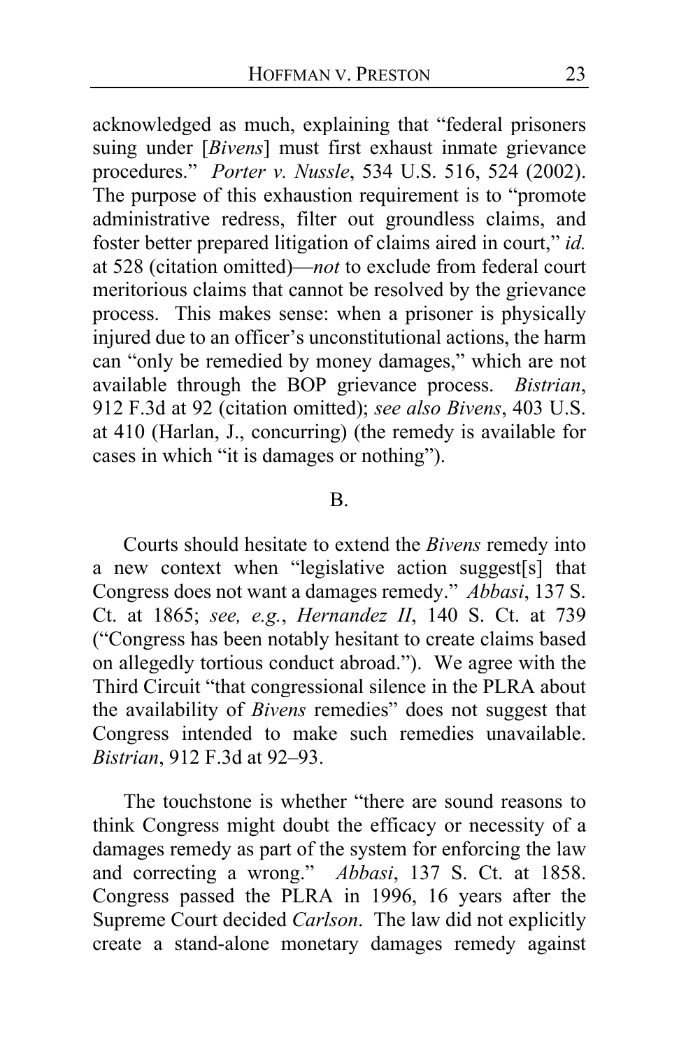acknowledged as much, explaining that "federal prisoners suing under [*Bivens*] must first exhaust inmate grievance procedures." *Porter v. Nussle*, 534 U.S. 516, 524 (2002). The purpose of this exhaustion requirement is to "promote administrative redress, filter out groundless claims, and foster better prepared litigation of claims aired in court," *id.* at 528 (citation omitted)—*not* to exclude from federal court meritorious claims that cannot be resolved by the grievance process. This makes sense: when a prisoner is physically injured due to an officer's unconstitutional actions, the harm can "only be remedied by money damages," which are not available through the BOP grievance process. *Bistrian*, 912 F.3d at 92 (citation omitted); *see also Bivens*, 403 U.S. at 410 (Harlan, J., concurring) (the remedy is available for cases in which "it is damages or nothing").

## B.

Courts should hesitate to extend the *Bivens* remedy into a new context when "legislative action suggest[s] that Congress does not want a damages remedy." *Abbasi*, 137 S. Ct. at 1865; *see, e.g.*, *Hernandez II*, 140 S. Ct. at 739 ("Congress has been notably hesitant to create claims based on allegedly tortious conduct abroad."). We agree with the Third Circuit "that congressional silence in the PLRA about the availability of *Bivens* remedies" does not suggest that Congress intended to make such remedies unavailable. *Bistrian*, 912 F.3d at 92–93.

The touchstone is whether "there are sound reasons to think Congress might doubt the efficacy or necessity of a damages remedy as part of the system for enforcing the law and correcting a wrong." *Abbasi*, 137 S. Ct. at 1858. Congress passed the PLRA in 1996, 16 years after the Supreme Court decided *Carlson*. The law did not explicitly create a stand-alone monetary damages remedy against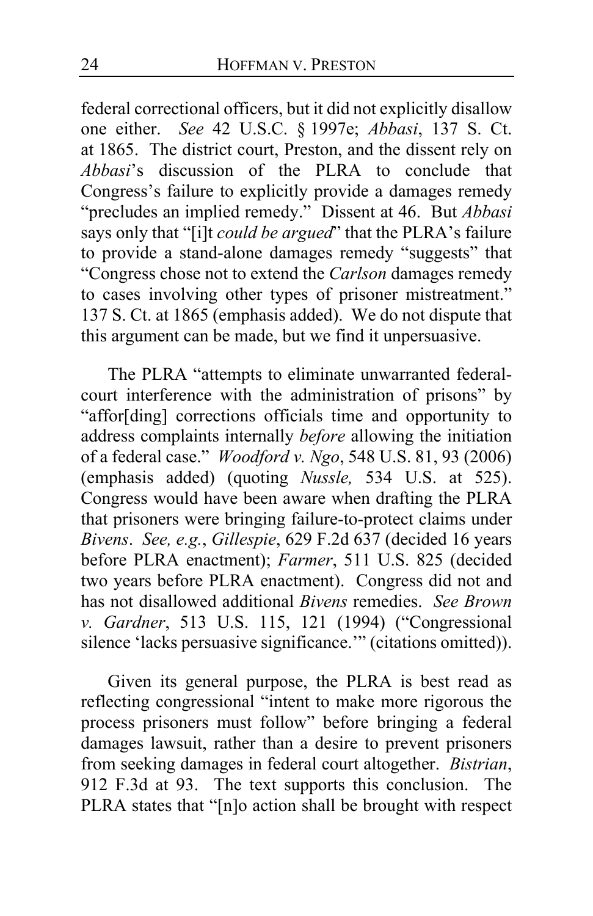federal correctional officers, but it did not explicitly disallow one either. *See* 42 U.S.C. § 1997e; *Abbasi*, 137 S. Ct. at 1865. The district court, Preston, and the dissent rely on *Abbasi*'s discussion of the PLRA to conclude that Congress's failure to explicitly provide a damages remedy "precludes an implied remedy." Dissent at 46. But *Abbasi* says only that "[i]t *could be argued*" that the PLRA's failure to provide a stand-alone damages remedy "suggests" that "Congress chose not to extend the *Carlson* damages remedy to cases involving other types of prisoner mistreatment." 137 S. Ct. at 1865 (emphasis added). We do not dispute that this argument can be made, but we find it unpersuasive.

The PLRA "attempts to eliminate unwarranted federal-court interference with the administration of prisons" by "affor[ding] corrections officials time and opportunity to address complaints internally *before* allowing the initiation of a federal case." *Woodford v. Ngo*, 548 U.S. 81, 93 (2006) (emphasis added) (quoting *Nussle,* 534 U.S. at 525). Congress would have been aware when drafting the PLRA that prisoners were bringing failure-to-protect claims under *Bivens*. *See, e.g.*, *Gillespie*, 629 F.2d 637 (decided 16 years before PLRA enactment); *Farmer*, 511 U.S. 825 (decided two years before PLRA enactment). Congress did not and has not disallowed additional *Bivens* remedies. *See Brown v. Gardner*, 513 U.S. 115, 121 (1994) ("Congressional silence 'lacks persuasive significance.'" (citations omitted)).

Given its general purpose, the PLRA is best read as reflecting congressional "intent to make more rigorous the process prisoners must follow" before bringing a federal damages lawsuit, rather than a desire to prevent prisoners from seeking damages in federal court altogether. *Bistrian*, 912 F.3d at 93. The text supports this conclusion. The PLRA states that "[n]o action shall be brought with respect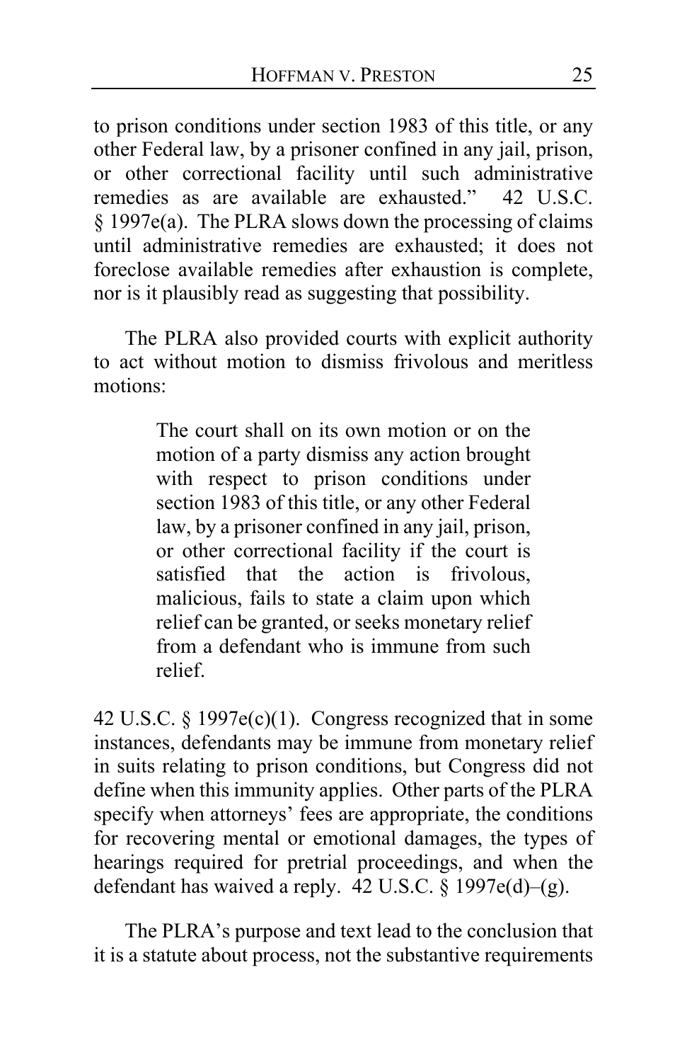to prison conditions under section 1983 of this title, or any other Federal law, by a prisoner confined in any jail, prison, or other correctional facility until such administrative remedies as are available are exhausted." 42 U.S.C. § 1997e(a). The PLRA slows down the processing of claims until administrative remedies are exhausted; it does not foreclose available remedies after exhaustion is complete, nor is it plausibly read as suggesting that possibility.

The PLRA also provided courts with explicit authority to act without motion to dismiss frivolous and meritless motions:

> The court shall on its own motion or on the motion of a party dismiss any action brought with respect to prison conditions under section 1983 of this title, or any other Federal law, by a prisoner confined in any jail, prison, or other correctional facility if the court is satisfied that the action is frivolous, malicious, fails to state a claim upon which relief can be granted, or seeks monetary relief from a defendant who is immune from such relief.

42 U.S.C. § 1997e(c)(1). Congress recognized that in some instances, defendants may be immune from monetary relief in suits relating to prison conditions, but Congress did not define when this immunity applies. Other parts of the PLRA specify when attorneys' fees are appropriate, the conditions for recovering mental or emotional damages, the types of hearings required for pretrial proceedings, and when the defendant has waived a reply. 42 U.S.C. § 1997e(d)–(g).

The PLRA's purpose and text lead to the conclusion that it is a statute about process, not the substantive requirements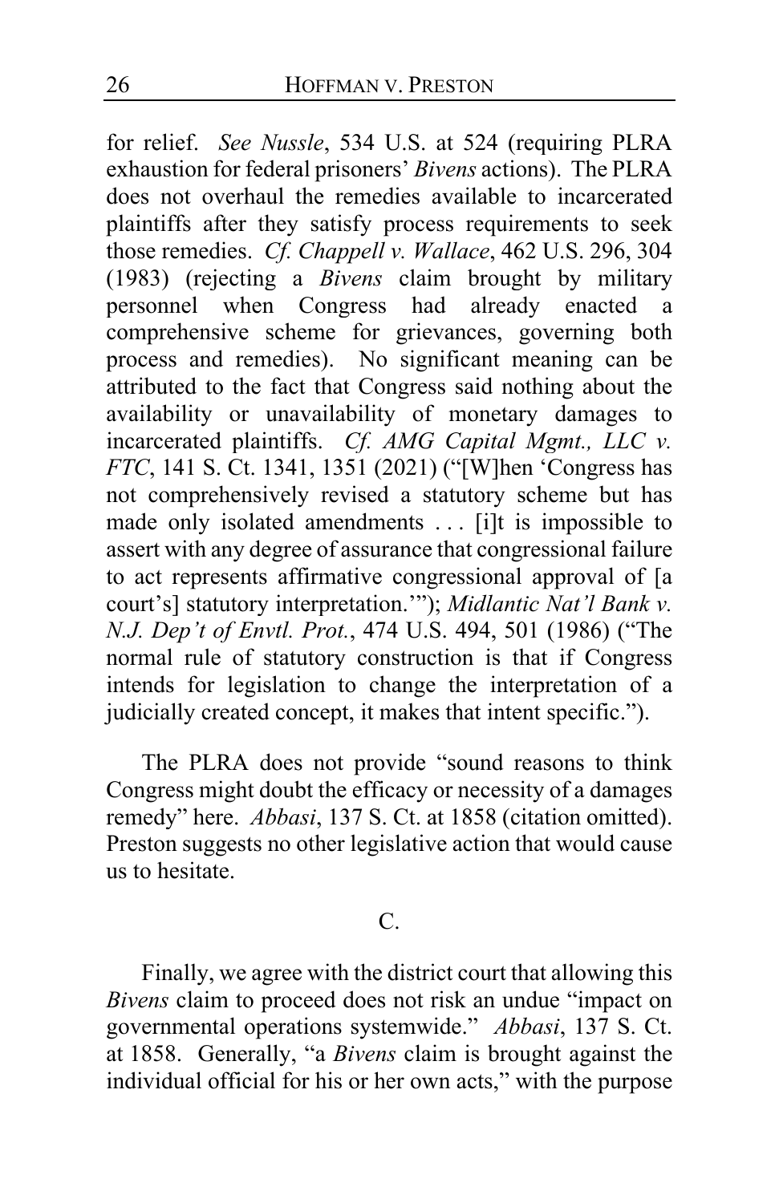for relief. *See Nussle*, 534 U.S. at 524 (requiring PLRA exhaustion for federal prisoners' *Bivens* actions). The PLRA does not overhaul the remedies available to incarcerated plaintiffs after they satisfy process requirements to seek those remedies. *Cf. Chappell v. Wallace*, 462 U.S. 296, 304 (1983) (rejecting a *Bivens* claim brought by military personnel when Congress had already enacted a comprehensive scheme for grievances, governing both process and remedies). No significant meaning can be attributed to the fact that Congress said nothing about the availability or unavailability of monetary damages to incarcerated plaintiffs. *Cf. AMG Capital Mgmt., LLC v. FTC*, 141 S. Ct. 1341, 1351 (2021) ("[W]hen 'Congress has not comprehensively revised a statutory scheme but has made only isolated amendments . . . [i]t is impossible to assert with any degree of assurance that congressional failure to act represents affirmative congressional approval of [a court's] statutory interpretation.'"); *Midlantic Nat'l Bank v. N.J. Dep't of Envtl. Prot.*, 474 U.S. 494, 501 (1986) ("The normal rule of statutory construction is that if Congress intends for legislation to change the interpretation of a judicially created concept, it makes that intent specific.").

The PLRA does not provide "sound reasons to think Congress might doubt the efficacy or necessity of a damages remedy" here. *Abbasi*, 137 S. Ct. at 1858 (citation omitted). Preston suggests no other legislative action that would cause us to hesitate.

C.

Finally, we agree with the district court that allowing this *Bivens* claim to proceed does not risk an undue "impact on governmental operations systemwide." *Abbasi*, 137 S. Ct. at 1858. Generally, "a *Bivens* claim is brought against the individual official for his or her own acts," with the purpose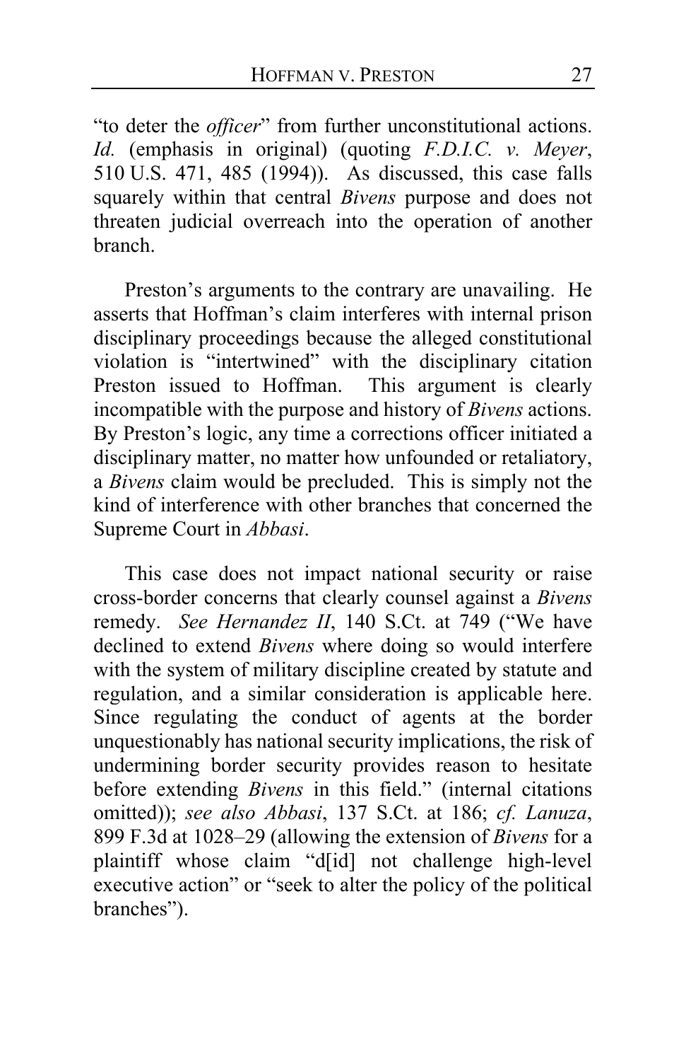"to deter the *officer*" from further unconstitutional actions. *Id.* (emphasis in original) (quoting *F.D.I.C. v. Meyer*, 510 U.S. 471, 485 (1994)). As discussed, this case falls squarely within that central *Bivens* purpose and does not threaten judicial overreach into the operation of another branch.

Preston's arguments to the contrary are unavailing. He asserts that Hoffman's claim interferes with internal prison disciplinary proceedings because the alleged constitutional violation is "intertwined" with the disciplinary citation Preston issued to Hoffman. This argument is clearly incompatible with the purpose and history of *Bivens* actions. By Preston's logic, any time a corrections officer initiated a disciplinary matter, no matter how unfounded or retaliatory, a *Bivens* claim would be precluded. This is simply not the kind of interference with other branches that concerned the Supreme Court in *Abbasi*.

This case does not impact national security or raise cross-border concerns that clearly counsel against a *Bivens* remedy. *See Hernandez II*, 140 S.Ct. at 749 ("We have declined to extend *Bivens* where doing so would interfere with the system of military discipline created by statute and regulation, and a similar consideration is applicable here. Since regulating the conduct of agents at the border unquestionably has national security implications, the risk of undermining border security provides reason to hesitate before extending *Bivens* in this field." (internal citations omitted)); *see also Abbasi*, 137 S.Ct. at 186; *cf. Lanuza*, 899 F.3d at 1028–29 (allowing the extension of *Bivens* for a plaintiff whose claim "d[id] not challenge high-level executive action" or "seek to alter the policy of the political branches").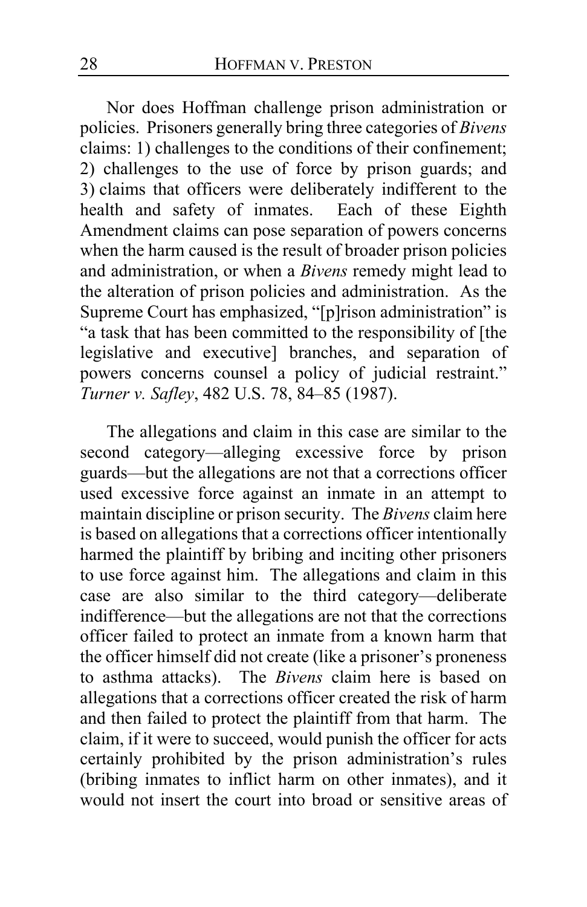Nor does Hoffman challenge prison administration or policies. Prisoners generally bring three categories of *Bivens* claims: 1) challenges to the conditions of their confinement; 2) challenges to the use of force by prison guards; and 3) claims that officers were deliberately indifferent to the health and safety of inmates. Each of these Eighth Amendment claims can pose separation of powers concerns when the harm caused is the result of broader prison policies and administration, or when a *Bivens* remedy might lead to the alteration of prison policies and administration. As the Supreme Court has emphasized, "[p]rison administration" is "a task that has been committed to the responsibility of [the legislative and executive] branches, and separation of powers concerns counsel a policy of judicial restraint." *Turner v. Safley*, 482 U.S. 78, 84–85 (1987).

The allegations and claim in this case are similar to the second category—alleging excessive force by prison guards—but the allegations are not that a corrections officer used excessive force against an inmate in an attempt to maintain discipline or prison security. The *Bivens* claim here is based on allegations that a corrections officer intentionally harmed the plaintiff by bribing and inciting other prisoners to use force against him. The allegations and claim in this case are also similar to the third category—deliberate indifference—but the allegations are not that the corrections officer failed to protect an inmate from a known harm that the officer himself did not create (like a prisoner's proneness to asthma attacks). The *Bivens* claim here is based on allegations that a corrections officer created the risk of harm and then failed to protect the plaintiff from that harm. The claim, if it were to succeed, would punish the officer for acts certainly prohibited by the prison administration's rules (bribing inmates to inflict harm on other inmates), and it would not insert the court into broad or sensitive areas of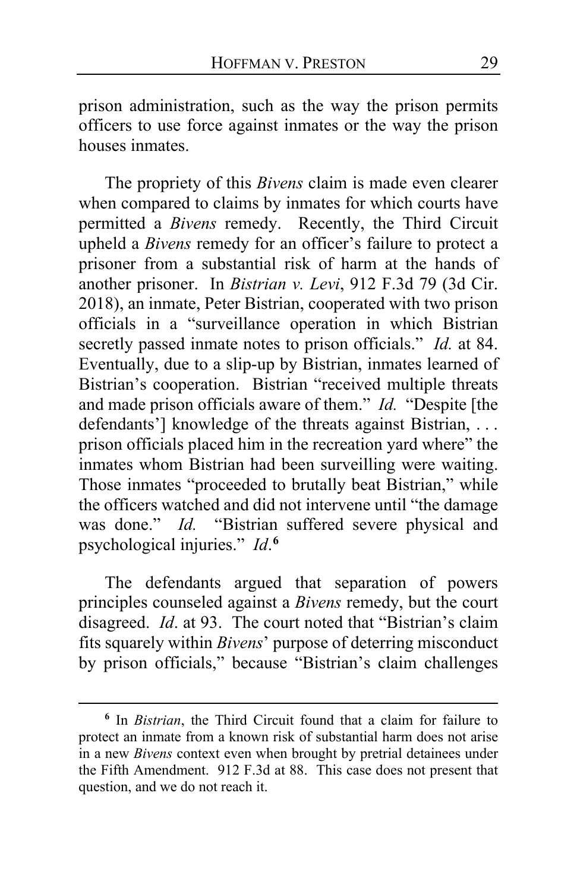prison administration, such as the way the prison permits officers to use force against inmates or the way the prison houses inmates.

The propriety of this *Bivens* claim is made even clearer when compared to claims by inmates for which courts have permitted a *Bivens* remedy. Recently, the Third Circuit upheld a *Bivens* remedy for an officer's failure to protect a prisoner from a substantial risk of harm at the hands of another prisoner. In *Bistrian v. Levi*, 912 F.3d 79 (3d Cir. 2018), an inmate, Peter Bistrian, cooperated with two prison officials in a "surveillance operation in which Bistrian secretly passed inmate notes to prison officials." *Id.* at 84. Eventually, due to a slip-up by Bistrian, inmates learned of Bistrian's cooperation. Bistrian "received multiple threats and made prison officials aware of them." *Id.* "Despite [the defendants'] knowledge of the threats against Bistrian, . . . prison officials placed him in the recreation yard where" the inmates whom Bistrian had been surveilling were waiting. Those inmates "proceeded to brutally beat Bistrian," while the officers watched and did not intervene until "the damage was done." *Id.* "Bistrian suffered severe physical and psychological injuries." *Id*.[6]

The defendants argued that separation of powers principles counseled against a *Bivens* remedy, but the court disagreed. *Id*. at 93. The court noted that "Bistrian's claim fits squarely within *Bivens*' purpose of deterring misconduct by prison officials," because "Bistrian's claim challenges

---

[6] In *Bistrian*, the Third Circuit found that a claim for failure to protect an inmate from a known risk of substantial harm does not arise in a new *Bivens* context even when brought by pretrial detainees under the Fifth Amendment. 912 F.3d at 88. This case does not present that question, and we do not reach it.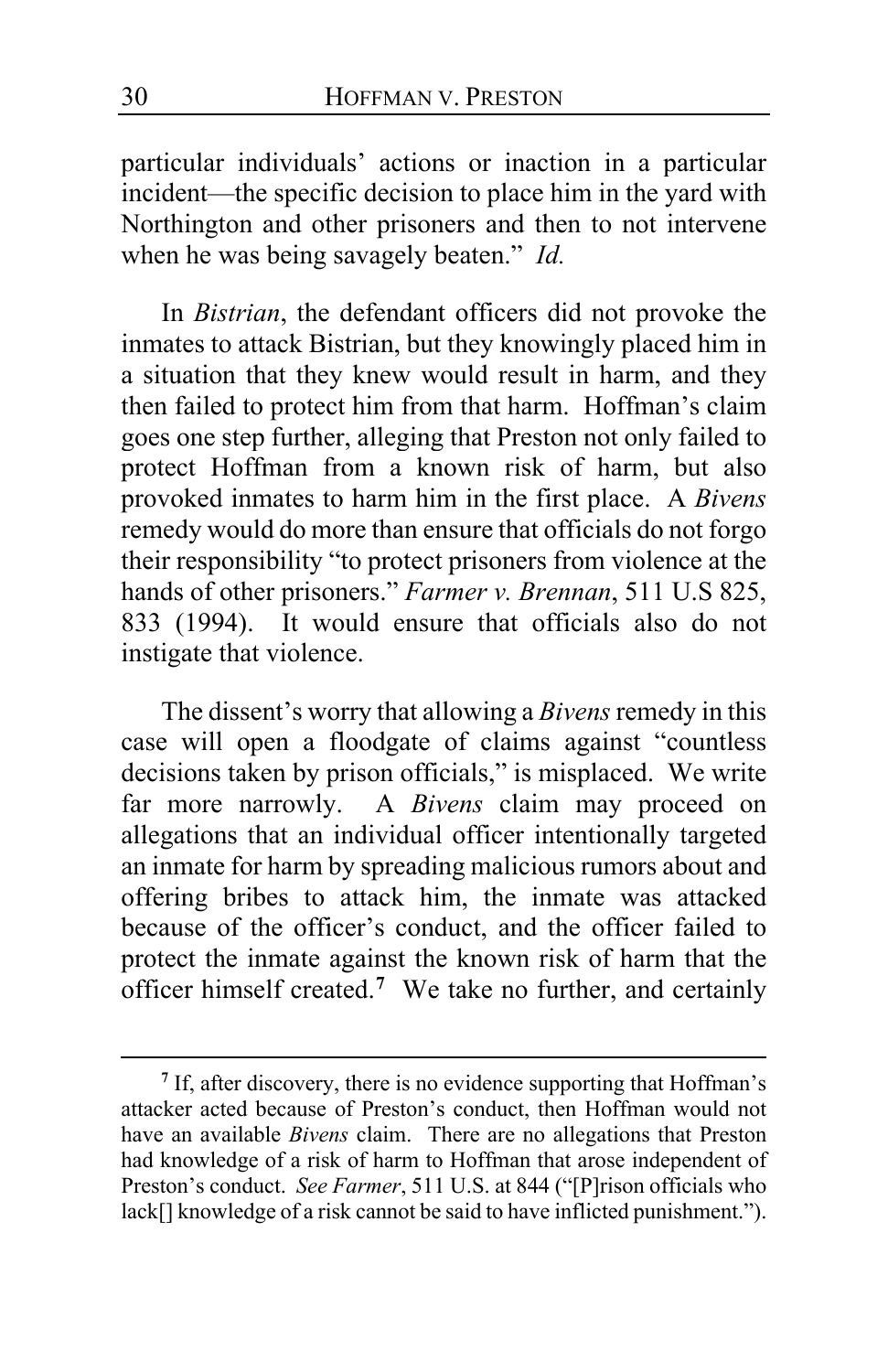particular individuals' actions or inaction in a particular incident—the specific decision to place him in the yard with Northington and other prisoners and then to not intervene when he was being savagely beaten." *Id.*

In *Bistrian*, the defendant officers did not provoke the inmates to attack Bistrian, but they knowingly placed him in a situation that they knew would result in harm, and they then failed to protect him from that harm. Hoffman's claim goes one step further, alleging that Preston not only failed to protect Hoffman from a known risk of harm, but also provoked inmates to harm him in the first place. A *Bivens* remedy would do more than ensure that officials do not forgo their responsibility "to protect prisoners from violence at the hands of other prisoners." *Farmer v. Brennan*, 511 U.S 825, 833 (1994). It would ensure that officials also do not instigate that violence.

The dissent's worry that allowing a *Bivens* remedy in this case will open a floodgate of claims against "countless decisions taken by prison officials," is misplaced. We write far more narrowly. A *Bivens* claim may proceed on allegations that an individual officer intentionally targeted an inmate for harm by spreading malicious rumors about and offering bribes to attack him, the inmate was attacked because of the officer's conduct, and the officer failed to protect the inmate against the known risk of harm that the officer himself created.[7] We take no further, and certainly

[7] If, after discovery, there is no evidence supporting that Hoffman's attacker acted because of Preston's conduct, then Hoffman would not have an available *Bivens* claim. There are no allegations that Preston had knowledge of a risk of harm to Hoffman that arose independent of Preston's conduct. *See Farmer*, 511 U.S. at 844 ("[P]rison officials who lack[] knowledge of a risk cannot be said to have inflicted punishment.").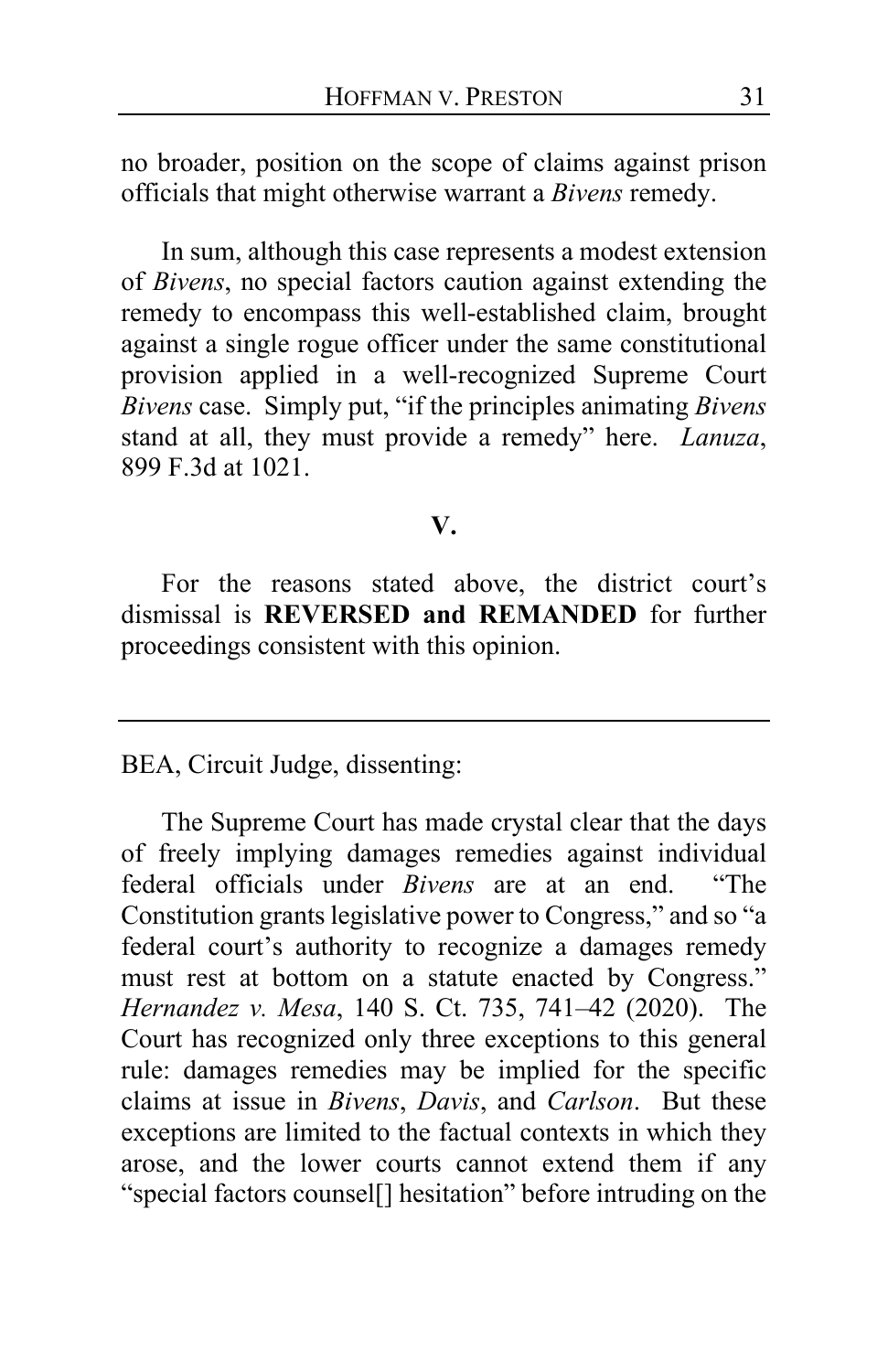no broader, position on the scope of claims against prison officials that might otherwise warrant a *Bivens* remedy.

In sum, although this case represents a modest extension of *Bivens*, no special factors caution against extending the remedy to encompass this well-established claim, brought against a single rogue officer under the same constitutional provision applied in a well-recognized Supreme Court *Bivens* case. Simply put, "if the principles animating *Bivens* stand at all, they must provide a remedy" here. *Lanuza*, 899 F.3d at 1021.

## V.

For the reasons stated above, the district court's dismissal is **REVERSED and REMANDED** for further proceedings consistent with this opinion.

---

BEA, Circuit Judge, dissenting:

The Supreme Court has made crystal clear that the days of freely implying damages remedies against individual federal officials under *Bivens* are at an end. "The Constitution grants legislative power to Congress," and so "a federal court's authority to recognize a damages remedy must rest at bottom on a statute enacted by Congress." *Hernandez v. Mesa*, 140 S. Ct. 735, 741–42 (2020). The Court has recognized only three exceptions to this general rule: damages remedies may be implied for the specific claims at issue in *Bivens*, *Davis*, and *Carlson*. But these exceptions are limited to the factual contexts in which they arose, and the lower courts cannot extend them if any "special factors counsel[] hesitation" before intruding on the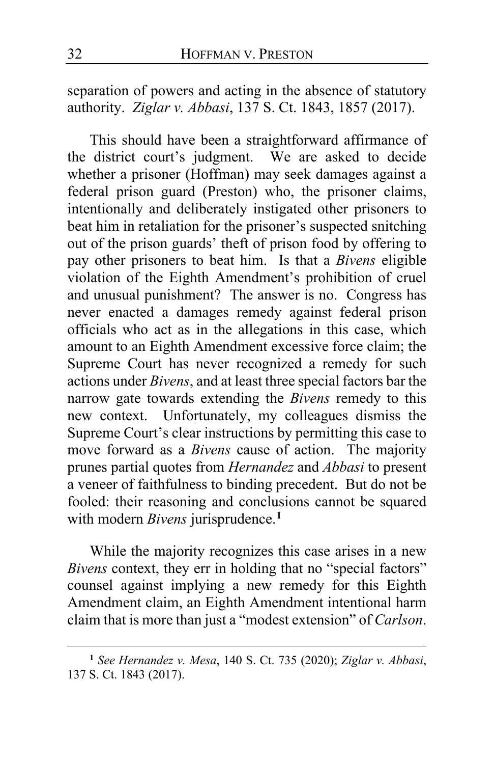separation of powers and acting in the absence of statutory authority. *Ziglar v. Abbasi*, 137 S. Ct. 1843, 1857 (2017).

This should have been a straightforward affirmance of the district court's judgment. We are asked to decide whether a prisoner (Hoffman) may seek damages against a federal prison guard (Preston) who, the prisoner claims, intentionally and deliberately instigated other prisoners to beat him in retaliation for the prisoner's suspected snitching out of the prison guards' theft of prison food by offering to pay other prisoners to beat him. Is that a *Bivens* eligible violation of the Eighth Amendment's prohibition of cruel and unusual punishment? The answer is no. Congress has never enacted a damages remedy against federal prison officials who act as in the allegations in this case, which amount to an Eighth Amendment excessive force claim; the Supreme Court has never recognized a remedy for such actions under *Bivens*, and at least three special factors bar the narrow gate towards extending the *Bivens* remedy to this new context. Unfortunately, my colleagues dismiss the Supreme Court's clear instructions by permitting this case to move forward as a *Bivens* cause of action. The majority prunes partial quotes from *Hernandez* and *Abbasi* to present a veneer of faithfulness to binding precedent. But do not be fooled: their reasoning and conclusions cannot be squared with modern *Bivens* jurisprudence.[1]

While the majority recognizes this case arises in a new *Bivens* context, they err in holding that no "special factors" counsel against implying a new remedy for this Eighth Amendment claim, an Eighth Amendment intentional harm claim that is more than just a "modest extension" of *Carlson*.

[1] *See Hernandez v. Mesa*, 140 S. Ct. 735 (2020); *Ziglar v. Abbasi*, 137 S. Ct. 1843 (2017).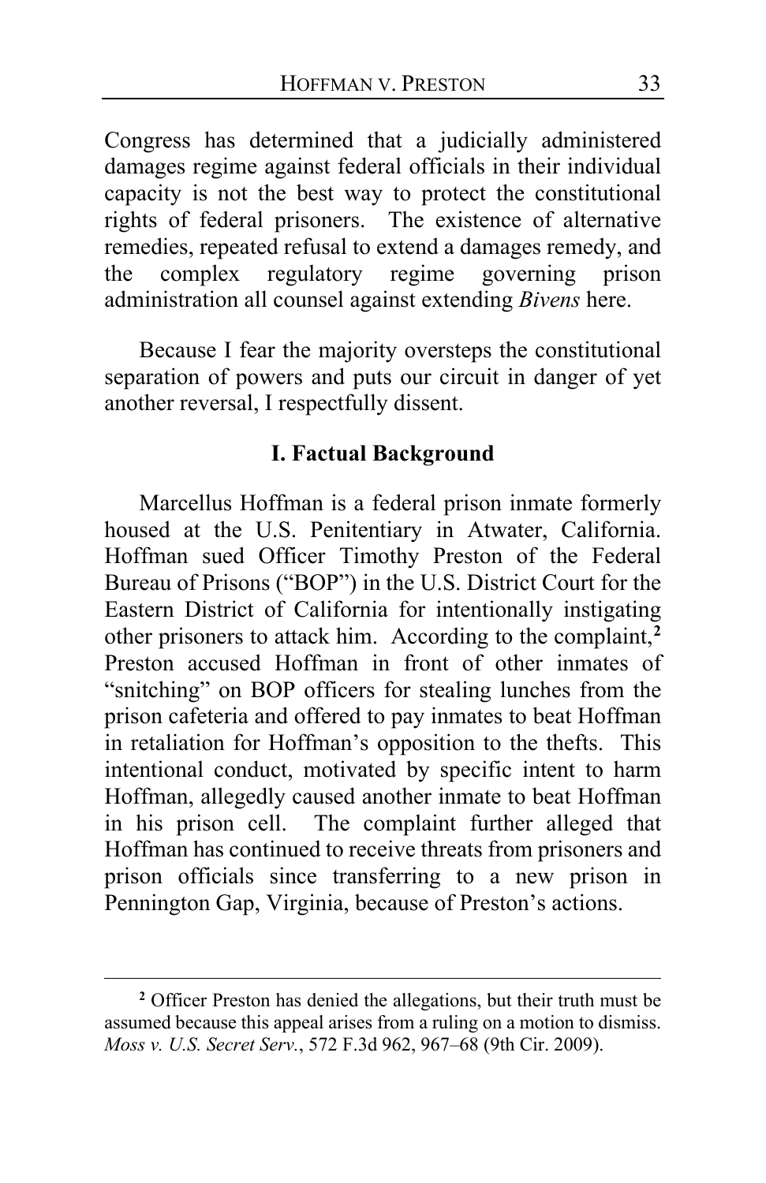Congress has determined that a judicially administered damages regime against federal officials in their individual capacity is not the best way to protect the constitutional rights of federal prisoners. The existence of alternative remedies, repeated refusal to extend a damages remedy, and the complex regulatory regime governing prison administration all counsel against extending *Bivens* here.

Because I fear the majority oversteps the constitutional separation of powers and puts our circuit in danger of yet another reversal, I respectfully dissent.

## I. Factual Background

Marcellus Hoffman is a federal prison inmate formerly housed at the U.S. Penitentiary in Atwater, California. Hoffman sued Officer Timothy Preston of the Federal Bureau of Prisons ("BOP") in the U.S. District Court for the Eastern District of California for intentionally instigating other prisoners to attack him. According to the complaint,[2] Preston accused Hoffman in front of other inmates of "snitching" on BOP officers for stealing lunches from the prison cafeteria and offered to pay inmates to beat Hoffman in retaliation for Hoffman's opposition to the thefts. This intentional conduct, motivated by specific intent to harm Hoffman, allegedly caused another inmate to beat Hoffman in his prison cell. The complaint further alleged that Hoffman has continued to receive threats from prisoners and prison officials since transferring to a new prison in Pennington Gap, Virginia, because of Preston's actions.

[2] Officer Preston has denied the allegations, but their truth must be assumed because this appeal arises from a ruling on a motion to dismiss. *Moss v. U.S. Secret Serv.*, 572 F.3d 962, 967–68 (9th Cir. 2009).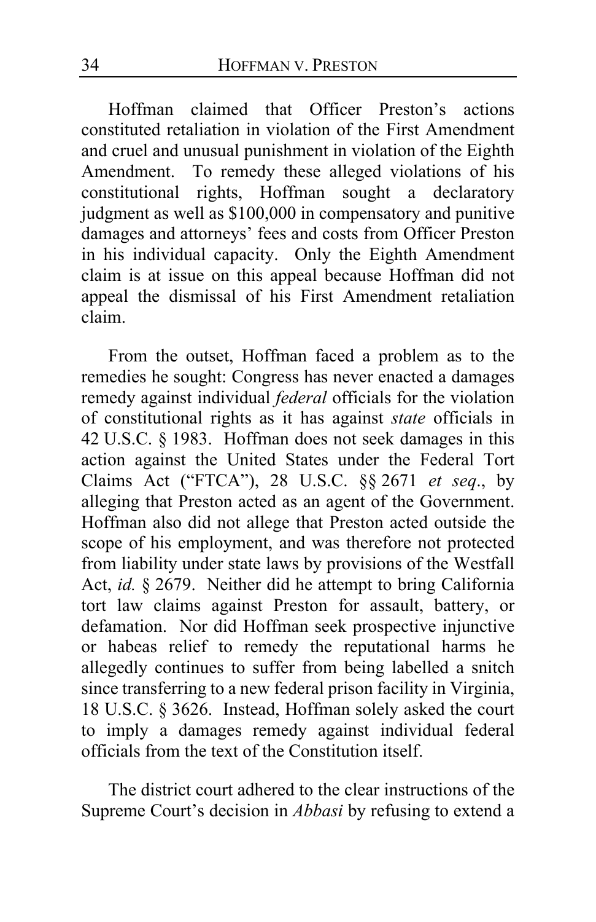Hoffman claimed that Officer Preston's actions constituted retaliation in violation of the First Amendment and cruel and unusual punishment in violation of the Eighth Amendment. To remedy these alleged violations of his constitutional rights, Hoffman sought a declaratory judgment as well as $100,000 in compensatory and punitive damages and attorneys' fees and costs from Officer Preston in his individual capacity. Only the Eighth Amendment claim is at issue on this appeal because Hoffman did not appeal the dismissal of his First Amendment retaliation claim.

From the outset, Hoffman faced a problem as to the remedies he sought: Congress has never enacted a damages remedy against individual *federal* officials for the violation of constitutional rights as it has against *state* officials in 42 U.S.C. § 1983. Hoffman does not seek damages in this action against the United States under the Federal Tort Claims Act ("FTCA"), 28 U.S.C. §§ 2671 *et seq*., by alleging that Preston acted as an agent of the Government. Hoffman also did not allege that Preston acted outside the scope of his employment, and was therefore not protected from liability under state laws by provisions of the Westfall Act, *id.* § 2679. Neither did he attempt to bring California tort law claims against Preston for assault, battery, or defamation. Nor did Hoffman seek prospective injunctive or habeas relief to remedy the reputational harms he allegedly continues to suffer from being labelled a snitch since transferring to a new federal prison facility in Virginia, 18 U.S.C. § 3626. Instead, Hoffman solely asked the court to imply a damages remedy against individual federal officials from the text of the Constitution itself.

The district court adhered to the clear instructions of the Supreme Court's decision in *Abbasi* by refusing to extend a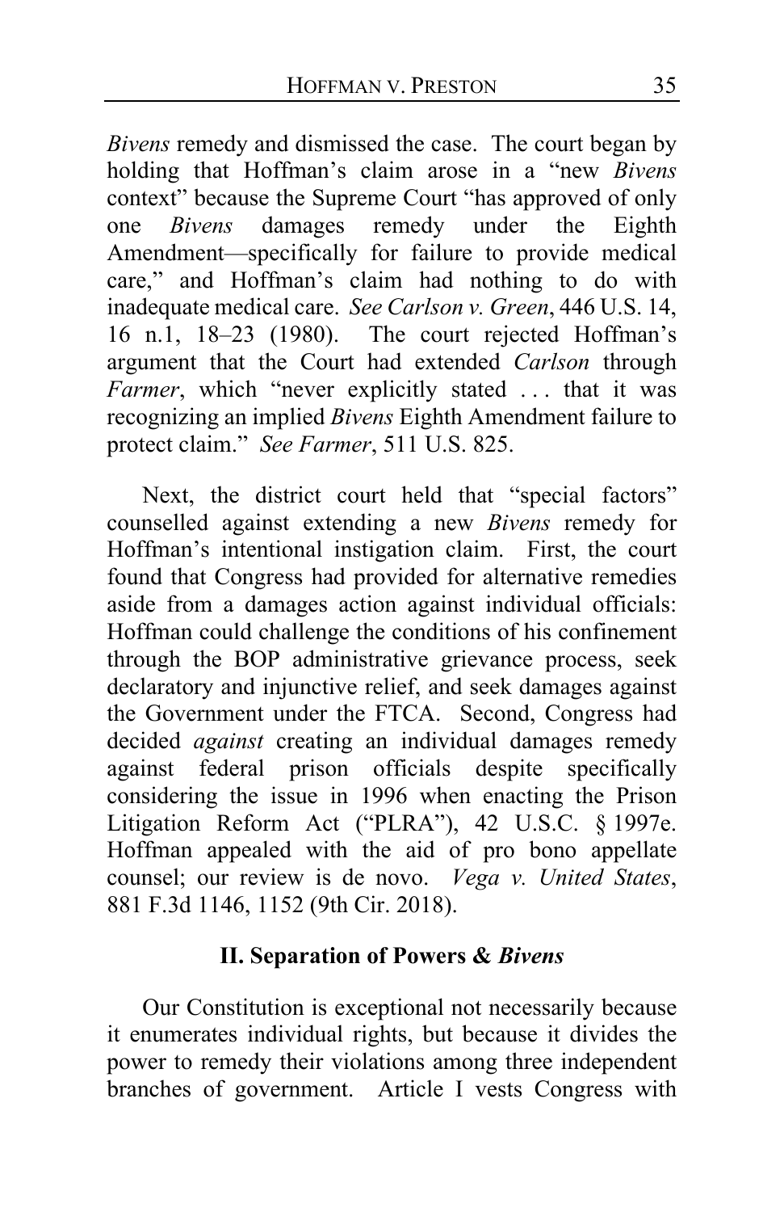*Bivens* remedy and dismissed the case. The court began by holding that Hoffman's claim arose in a "new *Bivens* context" because the Supreme Court "has approved of only one *Bivens* damages remedy under the Eighth Amendment—specifically for failure to provide medical care," and Hoffman's claim had nothing to do with inadequate medical care. *See Carlson v. Green*, 446 U.S. 14, 16 n.1, 18–23 (1980). The court rejected Hoffman's argument that the Court had extended *Carlson* through *Farmer*, which "never explicitly stated . . . that it was recognizing an implied *Bivens* Eighth Amendment failure to protect claim." *See Farmer*, 511 U.S. 825.

Next, the district court held that "special factors" counselled against extending a new *Bivens* remedy for Hoffman's intentional instigation claim. First, the court found that Congress had provided for alternative remedies aside from a damages action against individual officials: Hoffman could challenge the conditions of his confinement through the BOP administrative grievance process, seek declaratory and injunctive relief, and seek damages against the Government under the FTCA. Second, Congress had decided *against* creating an individual damages remedy against federal prison officials despite specifically considering the issue in 1996 when enacting the Prison Litigation Reform Act ("PLRA"), 42 U.S.C. § 1997e. Hoffman appealed with the aid of pro bono appellate counsel; our review is de novo. *Vega v. United States*, 881 F.3d 1146, 1152 (9th Cir. 2018).

## II. Separation of Powers & *Bivens*

Our Constitution is exceptional not necessarily because it enumerates individual rights, but because it divides the power to remedy their violations among three independent branches of government. Article I vests Congress with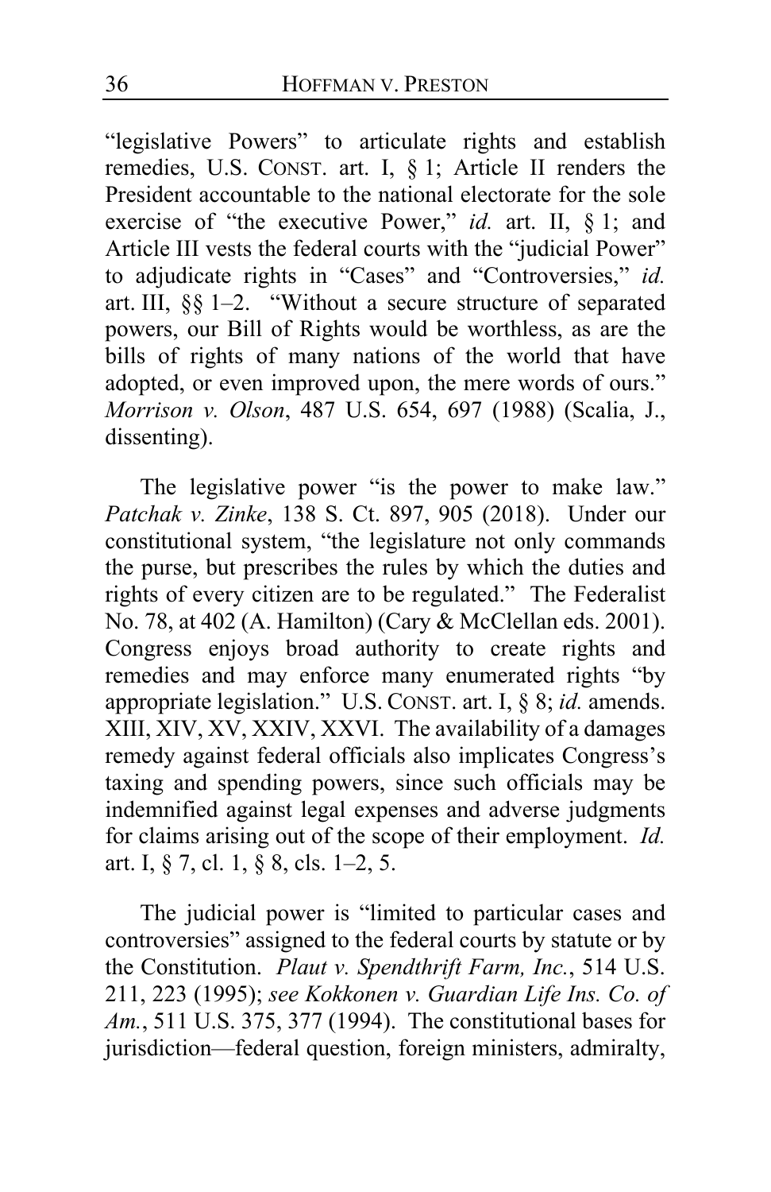"legislative Powers" to articulate rights and establish remedies, U.S. CONST. art. I, § 1; Article II renders the President accountable to the national electorate for the sole exercise of "the executive Power," *id.* art. II, § 1; and Article III vests the federal courts with the "judicial Power" to adjudicate rights in "Cases" and "Controversies," *id.* art. III, §§ 1–2. "Without a secure structure of separated powers, our Bill of Rights would be worthless, as are the bills of rights of many nations of the world that have adopted, or even improved upon, the mere words of ours." *Morrison v. Olson*, 487 U.S. 654, 697 (1988) (Scalia, J., dissenting).

The legislative power "is the power to make law." *Patchak v. Zinke*, 138 S. Ct. 897, 905 (2018). Under our constitutional system, "the legislature not only commands the purse, but prescribes the rules by which the duties and rights of every citizen are to be regulated." The Federalist No. 78, at 402 (A. Hamilton) (Cary & McClellan eds. 2001). Congress enjoys broad authority to create rights and remedies and may enforce many enumerated rights "by appropriate legislation." U.S. CONST. art. I, § 8; *id.* amends. XIII, XIV, XV, XXIV, XXVI. The availability of a damages remedy against federal officials also implicates Congress's taxing and spending powers, since such officials may be indemnified against legal expenses and adverse judgments for claims arising out of the scope of their employment. *Id.* art. I, § 7, cl. 1, § 8, cls. 1–2, 5.

The judicial power is "limited to particular cases and controversies" assigned to the federal courts by statute or by the Constitution. *Plaut v. Spendthrift Farm, Inc.*, 514 U.S. 211, 223 (1995); *see Kokkonen v. Guardian Life Ins. Co. of Am.*, 511 U.S. 375, 377 (1994). The constitutional bases for jurisdiction—federal question, foreign ministers, admiralty,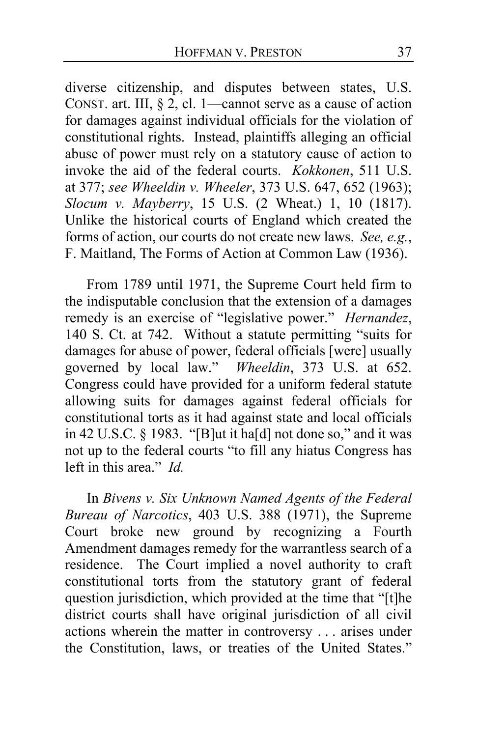diverse citizenship, and disputes between states, U.S. CONST. art. III, § 2, cl. 1—cannot serve as a cause of action for damages against individual officials for the violation of constitutional rights. Instead, plaintiffs alleging an official abuse of power must rely on a statutory cause of action to invoke the aid of the federal courts. *Kokkonen*, 511 U.S. at 377; *see Wheeldin v. Wheeler*, 373 U.S. 647, 652 (1963); *Slocum v. Mayberry*, 15 U.S. (2 Wheat.) 1, 10 (1817). Unlike the historical courts of England which created the forms of action, our courts do not create new laws. *See, e.g.*, F. Maitland, The Forms of Action at Common Law (1936).

From 1789 until 1971, the Supreme Court held firm to the indisputable conclusion that the extension of a damages remedy is an exercise of "legislative power." *Hernandez*, 140 S. Ct. at 742. Without a statute permitting "suits for damages for abuse of power, federal officials [were] usually governed by local law." *Wheeldin*, 373 U.S. at 652. Congress could have provided for a uniform federal statute allowing suits for damages against federal officials for constitutional torts as it had against state and local officials in 42 U.S.C. § 1983. "[B]ut it ha[d] not done so," and it was not up to the federal courts "to fill any hiatus Congress has left in this area." *Id.*

In *Bivens v. Six Unknown Named Agents of the Federal Bureau of Narcotics*, 403 U.S. 388 (1971), the Supreme Court broke new ground by recognizing a Fourth Amendment damages remedy for the warrantless search of a residence. The Court implied a novel authority to craft constitutional torts from the statutory grant of federal question jurisdiction, which provided at the time that "[t]he district courts shall have original jurisdiction of all civil actions wherein the matter in controversy . . . arises under the Constitution, laws, or treaties of the United States."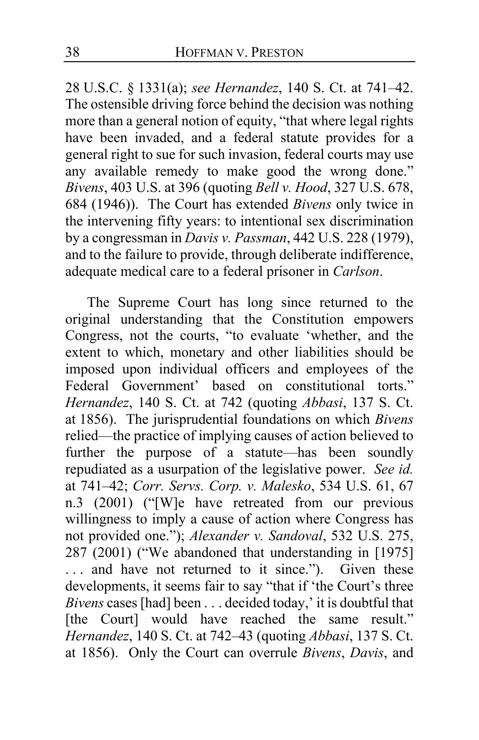28 U.S.C. § 1331(a); *see Hernandez*, 140 S. Ct. at 741–42. The ostensible driving force behind the decision was nothing more than a general notion of equity, "that where legal rights have been invaded, and a federal statute provides for a general right to sue for such invasion, federal courts may use any available remedy to make good the wrong done." *Bivens*, 403 U.S. at 396 (quoting *Bell v. Hood*, 327 U.S. 678, 684 (1946)). The Court has extended *Bivens* only twice in the intervening fifty years: to intentional sex discrimination by a congressman in *Davis v. Passman*, 442 U.S. 228 (1979), and to the failure to provide, through deliberate indifference, adequate medical care to a federal prisoner in *Carlson*.

The Supreme Court has long since returned to the original understanding that the Constitution empowers Congress, not the courts, "to evaluate 'whether, and the extent to which, monetary and other liabilities should be imposed upon individual officers and employees of the Federal Government' based on constitutional torts." *Hernandez*, 140 S. Ct. at 742 (quoting *Abbasi*, 137 S. Ct. at 1856). The jurisprudential foundations on which *Bivens* relied—the practice of implying causes of action believed to further the purpose of a statute—has been soundly repudiated as a usurpation of the legislative power. *See id.* at 741–42; *Corr. Servs. Corp. v. Malesko*, 534 U.S. 61, 67 n.3 (2001) ("[W]e have retreated from our previous willingness to imply a cause of action where Congress has not provided one."); *Alexander v. Sandoval*, 532 U.S. 275, 287 (2001) ("We abandoned that understanding in [1975] . . . and have not returned to it since."). Given these developments, it seems fair to say "that if 'the Court's three *Bivens* cases [had] been . . . decided today,' it is doubtful that [the Court] would have reached the same result." *Hernandez*, 140 S. Ct. at 742–43 (quoting *Abbasi*, 137 S. Ct. at 1856). Only the Court can overrule *Bivens*, *Davis*, and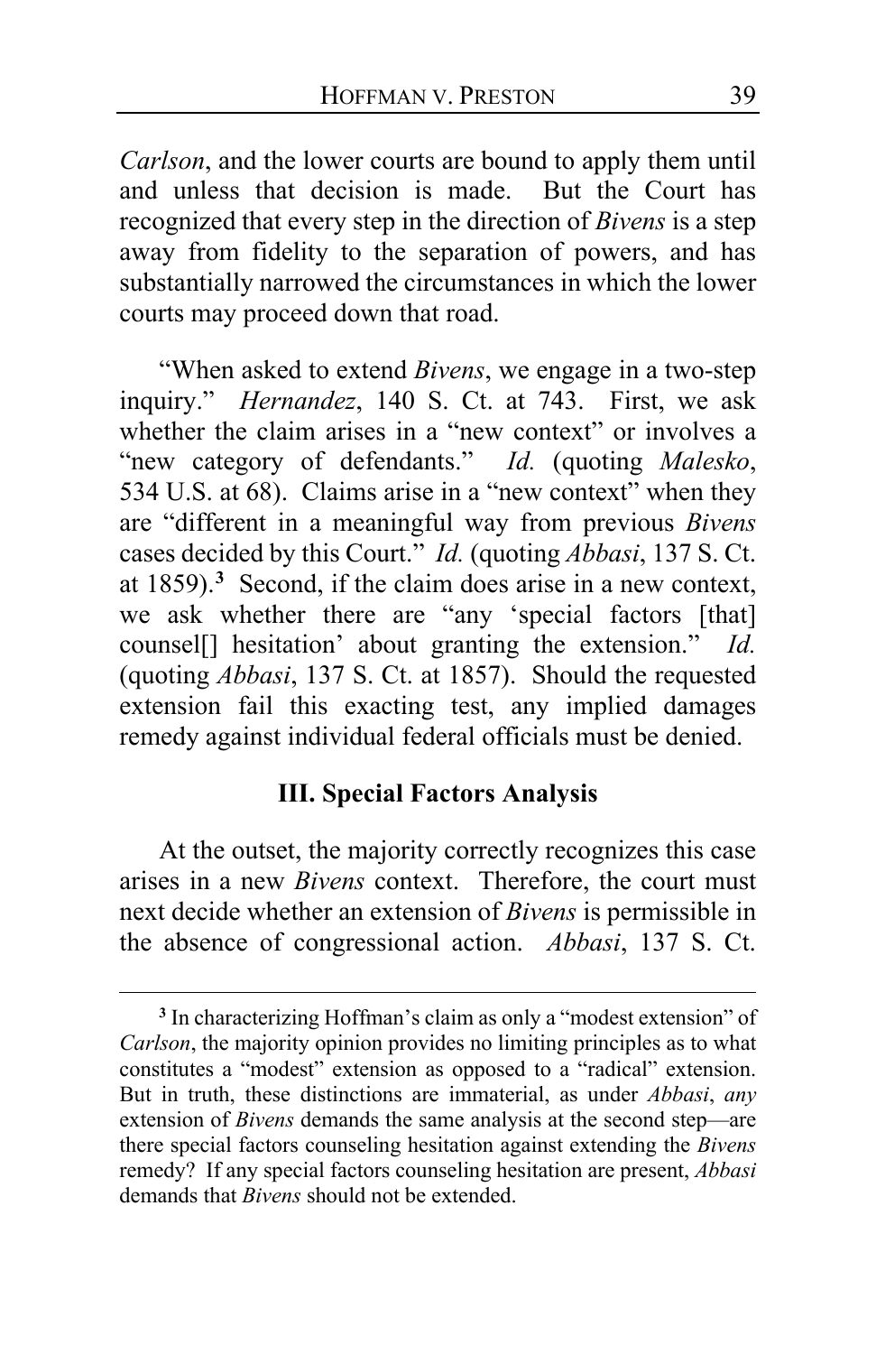*Carlson*, and the lower courts are bound to apply them until and unless that decision is made. But the Court has recognized that every step in the direction of *Bivens* is a step away from fidelity to the separation of powers, and has substantially narrowed the circumstances in which the lower courts may proceed down that road.

"When asked to extend *Bivens*, we engage in a two-step inquiry." *Hernandez*, 140 S. Ct. at 743. First, we ask whether the claim arises in a "new context" or involves a "new category of defendants." *Id.* (quoting *Malesko*, 534 U.S. at 68). Claims arise in a "new context" when they are "different in a meaningful way from previous *Bivens* cases decided by this Court." *Id.* (quoting *Abbasi*, 137 S. Ct. at 1859).[3] Second, if the claim does arise in a new context, we ask whether there are "any 'special factors [that] counsel[] hesitation' about granting the extension." *Id.* (quoting *Abbasi*, 137 S. Ct. at 1857). Should the requested extension fail this exacting test, any implied damages remedy against individual federal officials must be denied.

**III. Special Factors Analysis**

At the outset, the majority correctly recognizes this case arises in a new *Bivens* context. Therefore, the court must next decide whether an extension of *Bivens* is permissible in the absence of congressional action. *Abbasi*, 137 S. Ct.

[3] In characterizing Hoffman's claim as only a "modest extension" of *Carlson*, the majority opinion provides no limiting principles as to what constitutes a "modest" extension as opposed to a "radical" extension. But in truth, these distinctions are immaterial, as under *Abbasi*, *any* extension of *Bivens* demands the same analysis at the second step—are there special factors counseling hesitation against extending the *Bivens* remedy? If any special factors counseling hesitation are present, *Abbasi* demands that *Bivens* should not be extended.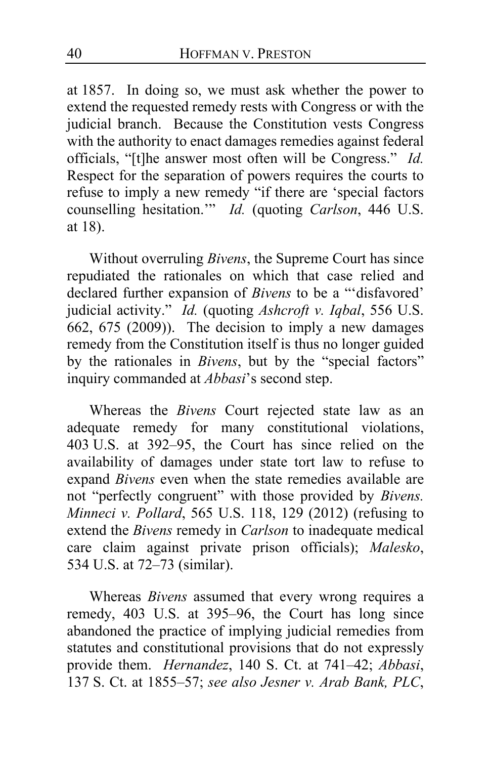at 1857. In doing so, we must ask whether the power to extend the requested remedy rests with Congress or with the judicial branch. Because the Constitution vests Congress with the authority to enact damages remedies against federal officials, "[t]he answer most often will be Congress." *Id.* Respect for the separation of powers requires the courts to refuse to imply a new remedy "if there are 'special factors counselling hesitation.'" *Id.* (quoting *Carlson*, 446 U.S. at 18).

Without overruling *Bivens*, the Supreme Court has since repudiated the rationales on which that case relied and declared further expansion of *Bivens* to be a "'disfavored' judicial activity." *Id.* (quoting *Ashcroft v. Iqbal*, 556 U.S. 662, 675 (2009)). The decision to imply a new damages remedy from the Constitution itself is thus no longer guided by the rationales in *Bivens*, but by the "special factors" inquiry commanded at *Abbasi*'s second step.

Whereas the *Bivens* Court rejected state law as an adequate remedy for many constitutional violations, 403 U.S. at 392–95, the Court has since relied on the availability of damages under state tort law to refuse to expand *Bivens* even when the state remedies available are not "perfectly congruent" with those provided by *Bivens. Minneci v. Pollard*, 565 U.S. 118, 129 (2012) (refusing to extend the *Bivens* remedy in *Carlson* to inadequate medical care claim against private prison officials); *Malesko*, 534 U.S. at 72–73 (similar).

Whereas *Bivens* assumed that every wrong requires a remedy, 403 U.S. at 395–96, the Court has long since abandoned the practice of implying judicial remedies from statutes and constitutional provisions that do not expressly provide them. *Hernandez*, 140 S. Ct. at 741–42; *Abbasi*, 137 S. Ct. at 1855–57; *see also Jesner v. Arab Bank, PLC*,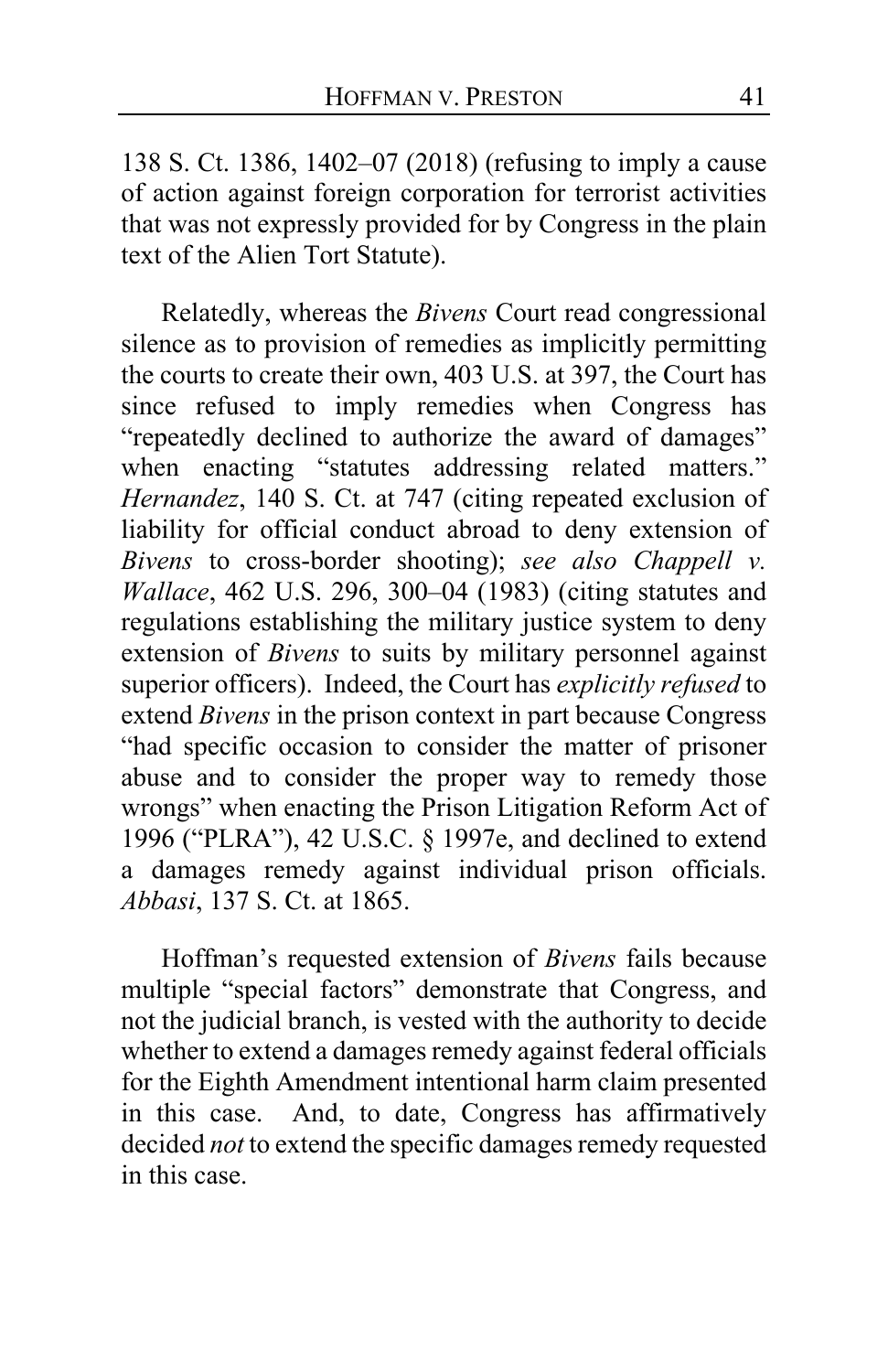138 S. Ct. 1386, 1402–07 (2018) (refusing to imply a cause of action against foreign corporation for terrorist activities that was not expressly provided for by Congress in the plain text of the Alien Tort Statute).

Relatedly, whereas the *Bivens* Court read congressional silence as to provision of remedies as implicitly permitting the courts to create their own, 403 U.S. at 397, the Court has since refused to imply remedies when Congress has "repeatedly declined to authorize the award of damages" when enacting "statutes addressing related matters." *Hernandez*, 140 S. Ct. at 747 (citing repeated exclusion of liability for official conduct abroad to deny extension of *Bivens* to cross-border shooting); *see also Chappell v. Wallace*, 462 U.S. 296, 300–04 (1983) (citing statutes and regulations establishing the military justice system to deny extension of *Bivens* to suits by military personnel against superior officers). Indeed, the Court has *explicitly refused* to extend *Bivens* in the prison context in part because Congress "had specific occasion to consider the matter of prisoner abuse and to consider the proper way to remedy those wrongs" when enacting the Prison Litigation Reform Act of 1996 ("PLRA"), 42 U.S.C. § 1997e, and declined to extend a damages remedy against individual prison officials. *Abbasi*, 137 S. Ct. at 1865.

Hoffman's requested extension of *Bivens* fails because multiple "special factors" demonstrate that Congress, and not the judicial branch, is vested with the authority to decide whether to extend a damages remedy against federal officials for the Eighth Amendment intentional harm claim presented in this case. And, to date, Congress has affirmatively decided *not* to extend the specific damages remedy requested in this case.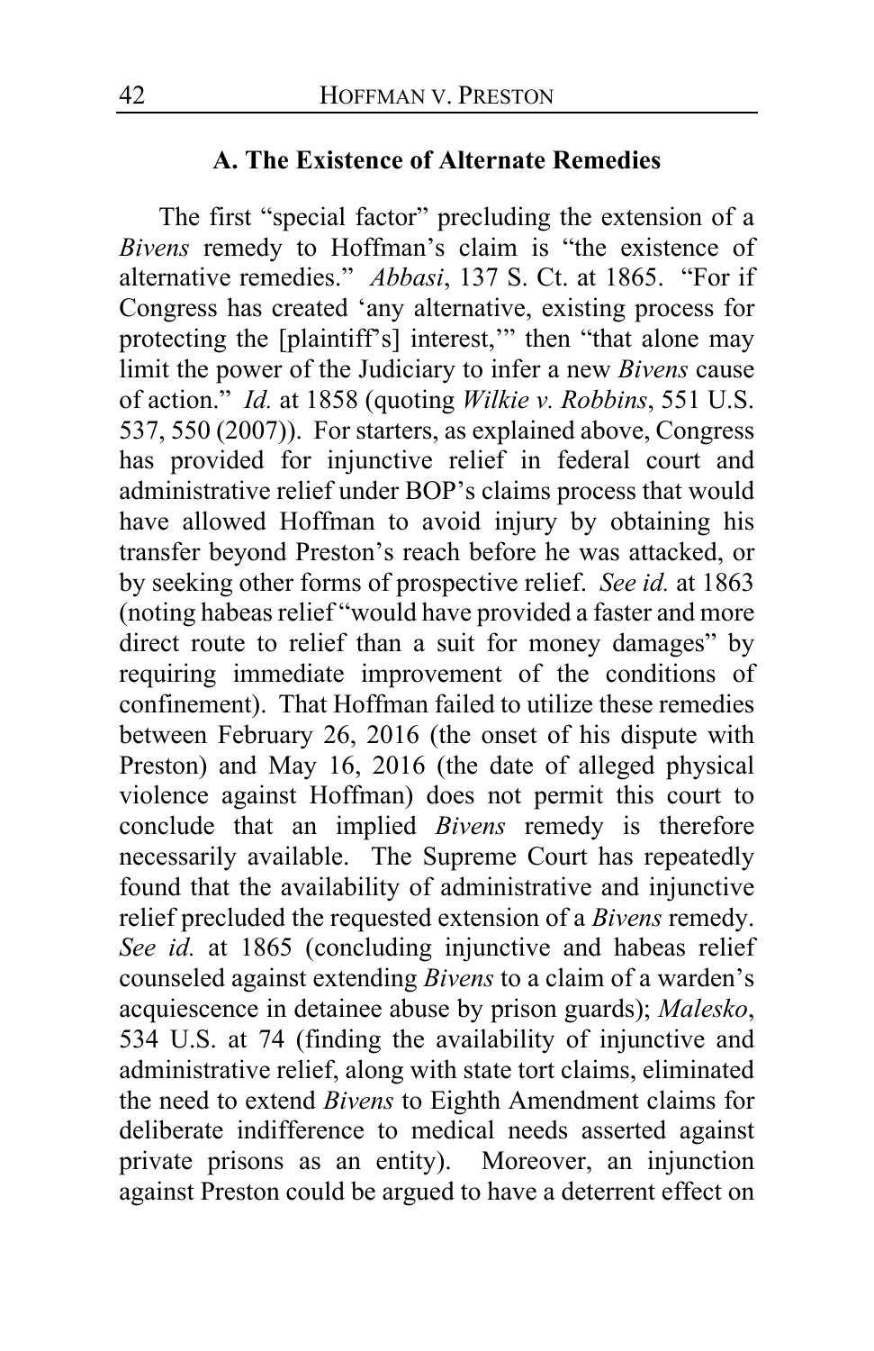### A. The Existence of Alternate Remedies

The first "special factor" precluding the extension of a *Bivens* remedy to Hoffman's claim is "the existence of alternative remedies." *Abbasi*, 137 S. Ct. at 1865. "For if Congress has created 'any alternative, existing process for protecting the [plaintiff's] interest,'" then "that alone may limit the power of the Judiciary to infer a new *Bivens* cause of action." *Id.* at 1858 (quoting *Wilkie v. Robbins*, 551 U.S. 537, 550 (2007)). For starters, as explained above, Congress has provided for injunctive relief in federal court and administrative relief under BOP's claims process that would have allowed Hoffman to avoid injury by obtaining his transfer beyond Preston's reach before he was attacked, or by seeking other forms of prospective relief. *See id.* at 1863 (noting habeas relief "would have provided a faster and more direct route to relief than a suit for money damages" by requiring immediate improvement of the conditions of confinement). That Hoffman failed to utilize these remedies between February 26, 2016 (the onset of his dispute with Preston) and May 16, 2016 (the date of alleged physical violence against Hoffman) does not permit this court to conclude that an implied *Bivens* remedy is therefore necessarily available. The Supreme Court has repeatedly found that the availability of administrative and injunctive relief precluded the requested extension of a *Bivens* remedy. *See id.* at 1865 (concluding injunctive and habeas relief counseled against extending *Bivens* to a claim of a warden's acquiescence in detainee abuse by prison guards); *Malesko*, 534 U.S. at 74 (finding the availability of injunctive and administrative relief, along with state tort claims, eliminated the need to extend *Bivens* to Eighth Amendment claims for deliberate indifference to medical needs asserted against private prisons as an entity). Moreover, an injunction against Preston could be argued to have a deterrent effect on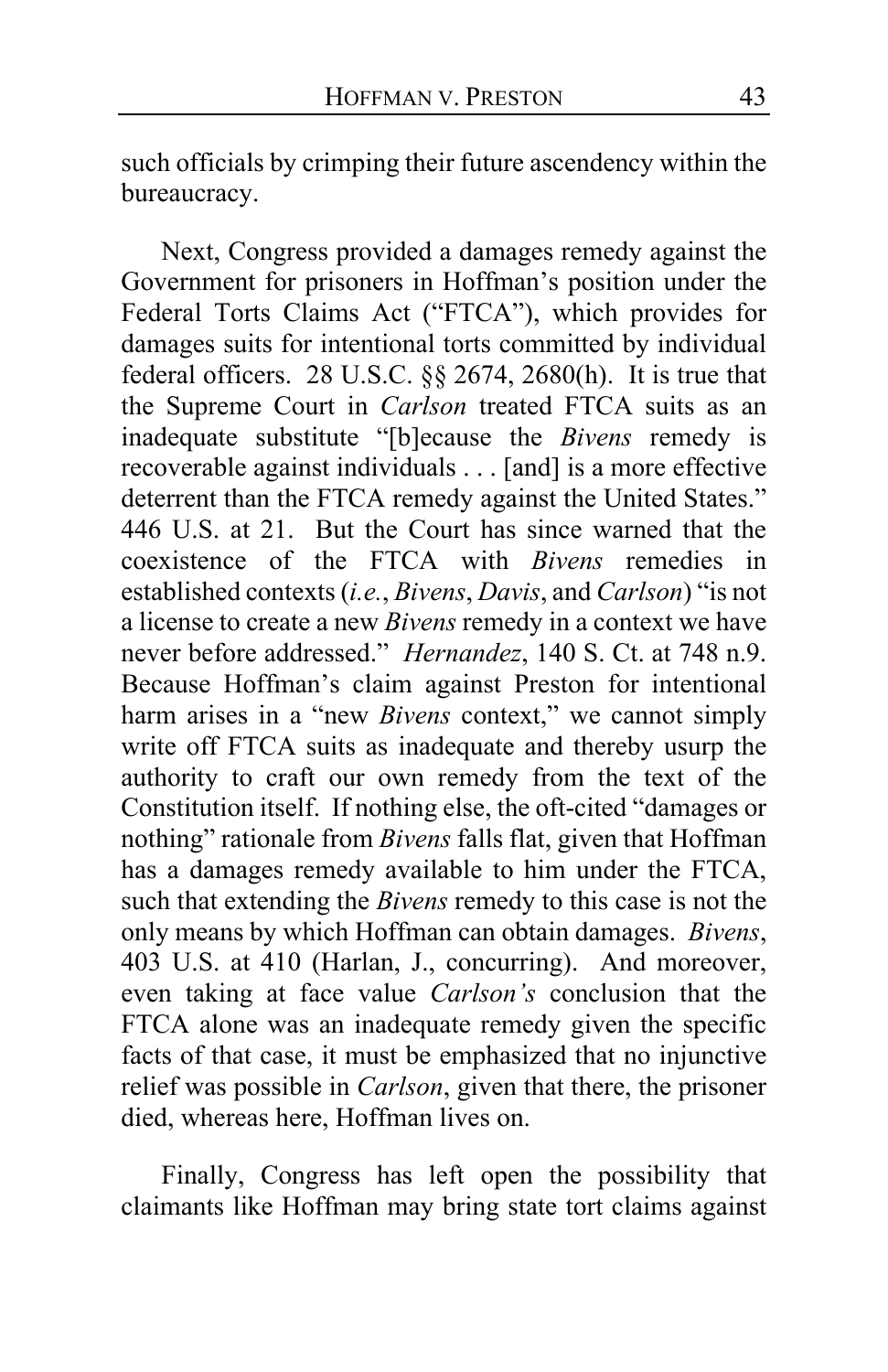such officials by crimping their future ascendency within the bureaucracy.

Next, Congress provided a damages remedy against the Government for prisoners in Hoffman's position under the Federal Torts Claims Act ("FTCA"), which provides for damages suits for intentional torts committed by individual federal officers. 28 U.S.C. §§ 2674, 2680(h). It is true that the Supreme Court in *Carlson* treated FTCA suits as an inadequate substitute "[b]ecause the *Bivens* remedy is recoverable against individuals . . . [and] is a more effective deterrent than the FTCA remedy against the United States." 446 U.S. at 21. But the Court has since warned that the coexistence of the FTCA with *Bivens* remedies in established contexts (*i.e.*, *Bivens*, *Davis*, and *Carlson*) "is not a license to create a new *Bivens* remedy in a context we have never before addressed." *Hernandez*, 140 S. Ct. at 748 n.9. Because Hoffman's claim against Preston for intentional harm arises in a "new *Bivens* context," we cannot simply write off FTCA suits as inadequate and thereby usurp the authority to craft our own remedy from the text of the Constitution itself. If nothing else, the oft-cited "damages or nothing" rationale from *Bivens* falls flat, given that Hoffman has a damages remedy available to him under the FTCA, such that extending the *Bivens* remedy to this case is not the only means by which Hoffman can obtain damages. *Bivens*, 403 U.S. at 410 (Harlan, J., concurring). And moreover, even taking at face value *Carlson's* conclusion that the FTCA alone was an inadequate remedy given the specific facts of that case, it must be emphasized that no injunctive relief was possible in *Carlson*, given that there, the prisoner died, whereas here, Hoffman lives on.

Finally, Congress has left open the possibility that claimants like Hoffman may bring state tort claims against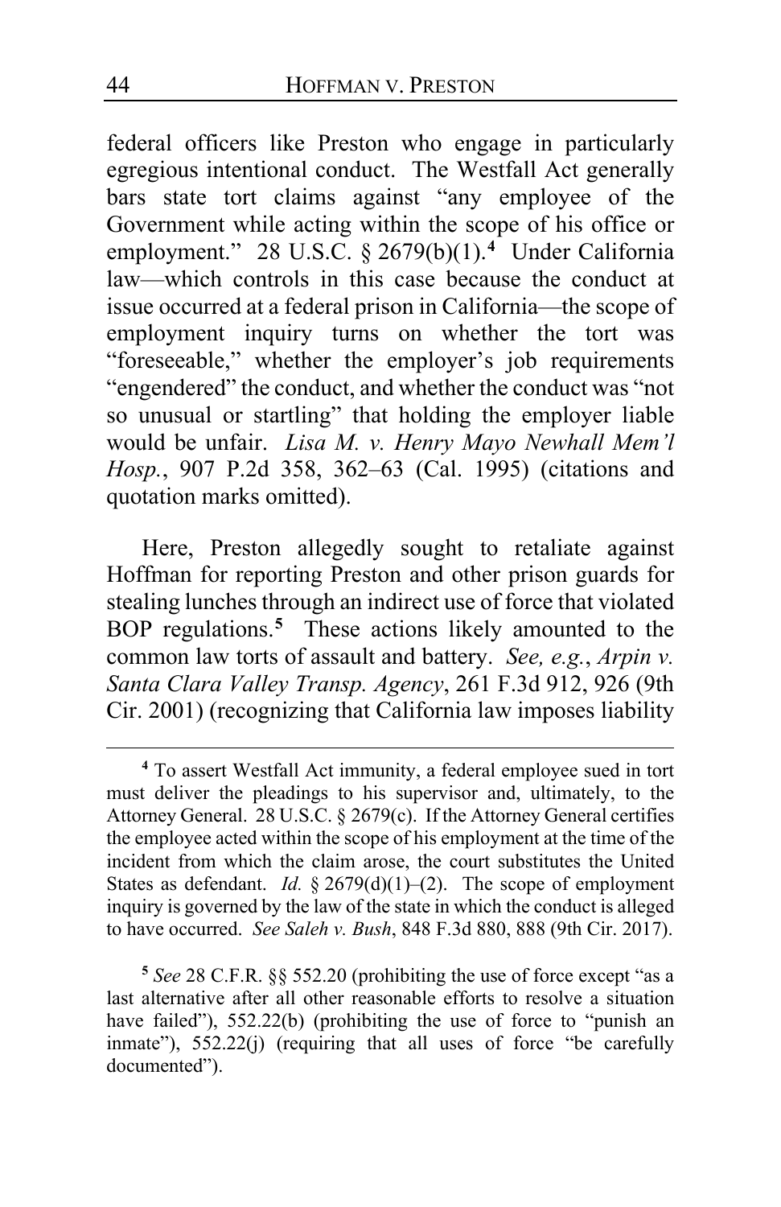federal officers like Preston who engage in particularly egregious intentional conduct. The Westfall Act generally bars state tort claims against "any employee of the Government while acting within the scope of his office or employment." 28 U.S.C. § 2679(b)(1).[4] Under California law—which controls in this case because the conduct at issue occurred at a federal prison in California—the scope of employment inquiry turns on whether the tort was "foreseeable," whether the employer's job requirements "engendered" the conduct, and whether the conduct was "not so unusual or startling" that holding the employer liable would be unfair. *Lisa M. v. Henry Mayo Newhall Mem'l Hosp.*, 907 P.2d 358, 362–63 (Cal. 1995) (citations and quotation marks omitted).

Here, Preston allegedly sought to retaliate against Hoffman for reporting Preston and other prison guards for stealing lunches through an indirect use of force that violated BOP regulations.[5] These actions likely amounted to the common law torts of assault and battery. *See, e.g.*, *Arpin v. Santa Clara Valley Transp. Agency*, 261 F.3d 912, 926 (9th Cir. 2001) (recognizing that California law imposes liability

---

[4] To assert Westfall Act immunity, a federal employee sued in tort must deliver the pleadings to his supervisor and, ultimately, to the Attorney General. 28 U.S.C. § 2679(c). If the Attorney General certifies the employee acted within the scope of his employment at the time of the incident from which the claim arose, the court substitutes the United States as defendant. *Id.* § 2679(d)(1)–(2). The scope of employment inquiry is governed by the law of the state in which the conduct is alleged to have occurred. *See Saleh v. Bush*, 848 F.3d 880, 888 (9th Cir. 2017).

[5] *See* 28 C.F.R. §§ 552.20 (prohibiting the use of force except "as a last alternative after all other reasonable efforts to resolve a situation have failed"), 552.22(b) (prohibiting the use of force to "punish an inmate"), 552.22(j) (requiring that all uses of force "be carefully documented").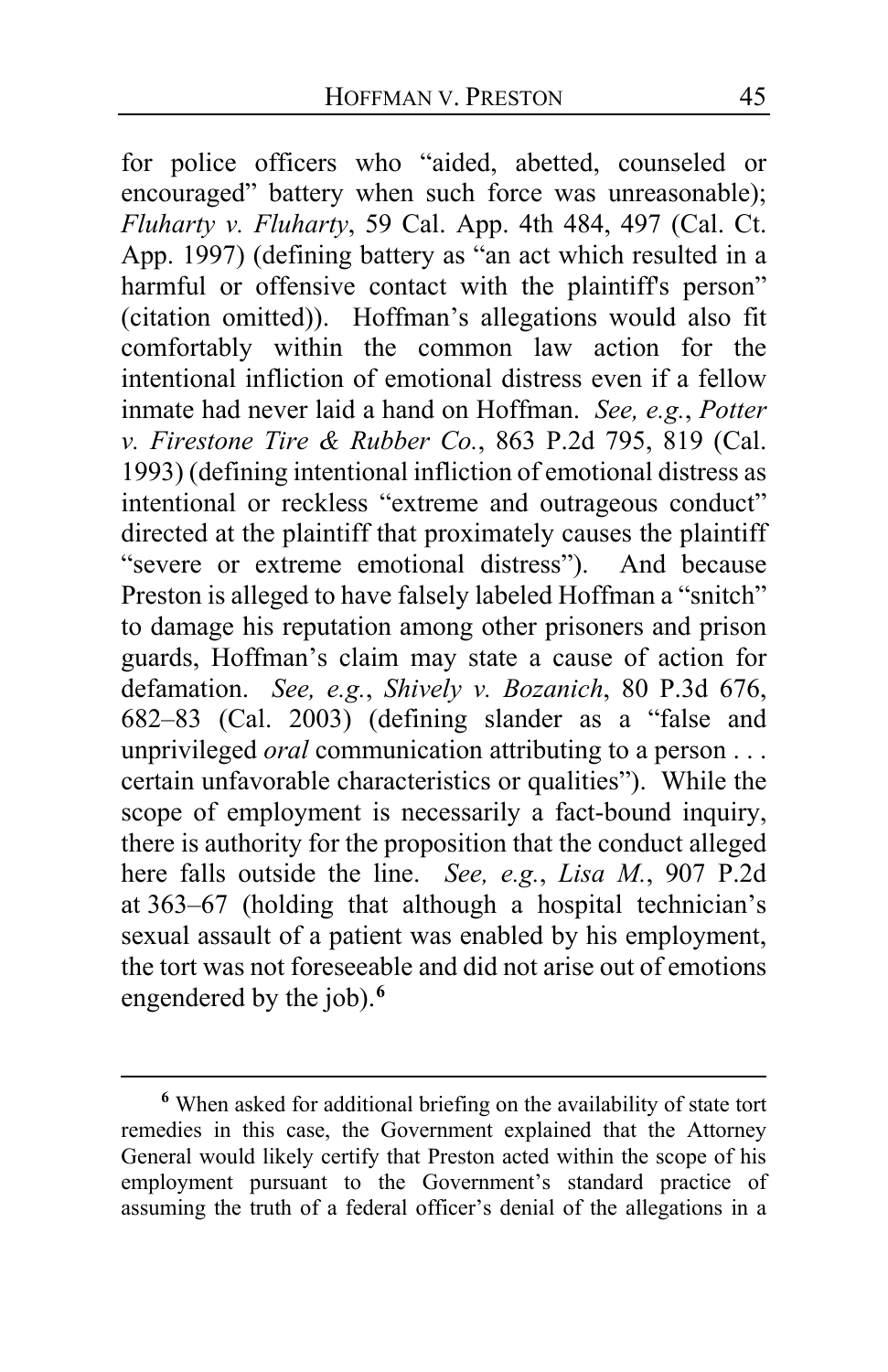for police officers who "aided, abetted, counseled or encouraged" battery when such force was unreasonable); *Fluharty v. Fluharty*, 59 Cal. App. 4th 484, 497 (Cal. Ct. App. 1997) (defining battery as "an act which resulted in a harmful or offensive contact with the plaintiff's person" (citation omitted)). Hoffman's allegations would also fit comfortably within the common law action for the intentional infliction of emotional distress even if a fellow inmate had never laid a hand on Hoffman. *See, e.g.*, *Potter v. Firestone Tire & Rubber Co.*, 863 P.2d 795, 819 (Cal. 1993) (defining intentional infliction of emotional distress as intentional or reckless "extreme and outrageous conduct" directed at the plaintiff that proximately causes the plaintiff "severe or extreme emotional distress"). And because Preston is alleged to have falsely labeled Hoffman a "snitch" to damage his reputation among other prisoners and prison guards, Hoffman's claim may state a cause of action for defamation. *See, e.g.*, *Shively v. Bozanich*, 80 P.3d 676, 682–83 (Cal. 2003) (defining slander as a "false and unprivileged *oral* communication attributing to a person . . . certain unfavorable characteristics or qualities"). While the scope of employment is necessarily a fact-bound inquiry, there is authority for the proposition that the conduct alleged here falls outside the line. *See, e.g.*, *Lisa M.*, 907 P.2d at 363–67 (holding that although a hospital technician's sexual assault of a patient was enabled by his employment, the tort was not foreseeable and did not arise out of emotions engendered by the job).[6]

---

[6] When asked for additional briefing on the availability of state tort remedies in this case, the Government explained that the Attorney General would likely certify that Preston acted within the scope of his employment pursuant to the Government's standard practice of assuming the truth of a federal officer's denial of the allegations in a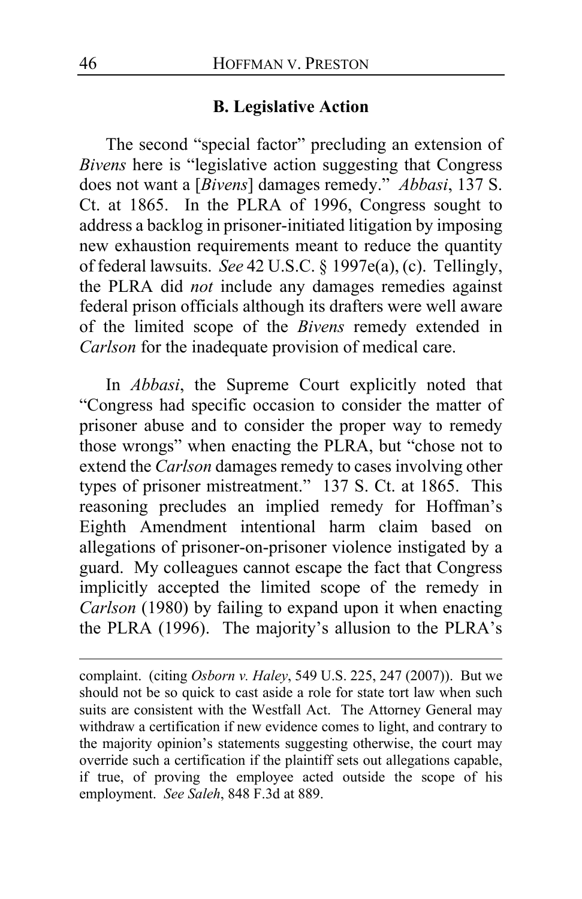### B. Legislative Action

The second "special factor" precluding an extension of *Bivens* here is "legislative action suggesting that Congress does not want a [*Bivens*] damages remedy." *Abbasi*, 137 S. Ct. at 1865. In the PLRA of 1996, Congress sought to address a backlog in prisoner-initiated litigation by imposing new exhaustion requirements meant to reduce the quantity of federal lawsuits. *See* 42 U.S.C. § 1997e(a), (c). Tellingly, the PLRA did *not* include any damages remedies against federal prison officials although its drafters were well aware of the limited scope of the *Bivens* remedy extended in *Carlson* for the inadequate provision of medical care.

In *Abbasi*, the Supreme Court explicitly noted that "Congress had specific occasion to consider the matter of prisoner abuse and to consider the proper way to remedy those wrongs" when enacting the PLRA, but "chose not to extend the *Carlson* damages remedy to cases involving other types of prisoner mistreatment." 137 S. Ct. at 1865. This reasoning precludes an implied remedy for Hoffman's Eighth Amendment intentional harm claim based on allegations of prisoner-on-prisoner violence instigated by a guard. My colleagues cannot escape the fact that Congress implicitly accepted the limited scope of the remedy in *Carlson* (1980) by failing to expand upon it when enacting the PLRA (1996). The majority's allusion to the PLRA's

---

complaint. (citing *Osborn v. Haley*, 549 U.S. 225, 247 (2007)). But we should not be so quick to cast aside a role for state tort law when such suits are consistent with the Westfall Act. The Attorney General may withdraw a certification if new evidence comes to light, and contrary to the majority opinion's statements suggesting otherwise, the court may override such a certification if the plaintiff sets out allegations capable, if true, of proving the employee acted outside the scope of his employment. *See Saleh*, 848 F.3d at 889.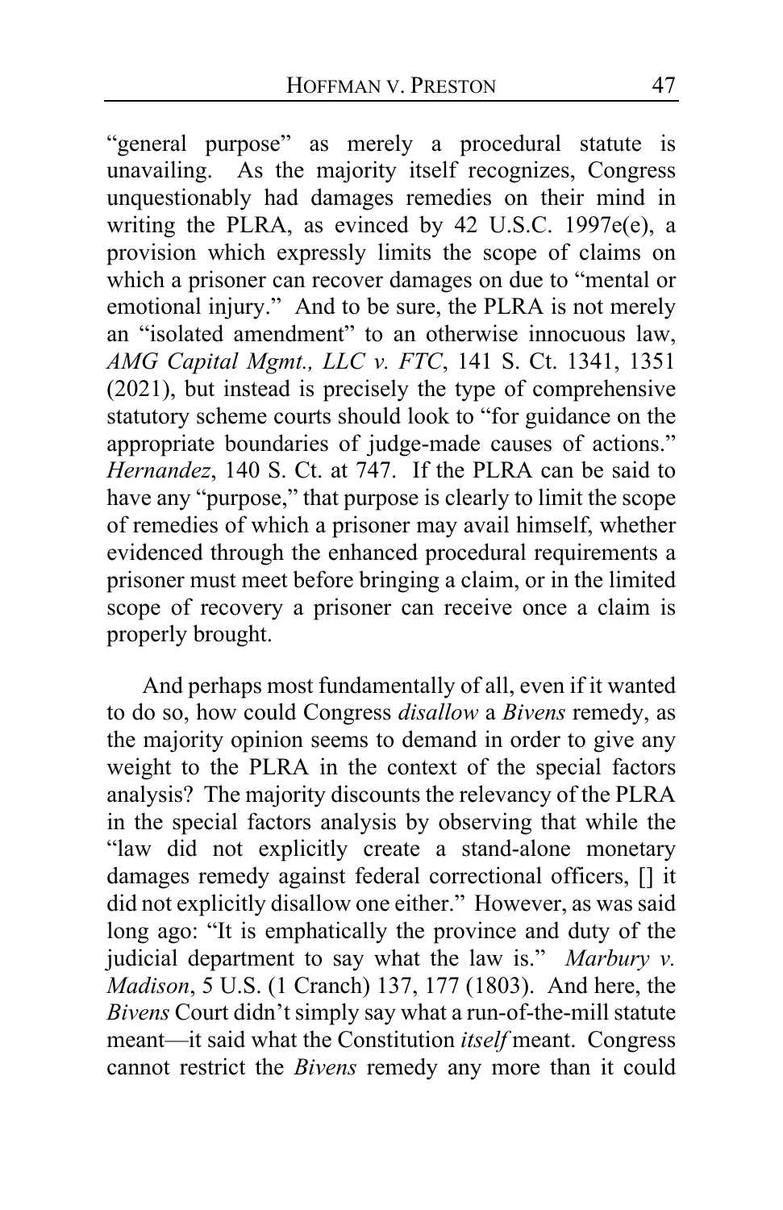"general purpose" as merely a procedural statute is unavailing. As the majority itself recognizes, Congress unquestionably had damages remedies on their mind in writing the PLRA, as evinced by 42 U.S.C. 1997e(e), a provision which expressly limits the scope of claims on which a prisoner can recover damages on due to "mental or emotional injury." And to be sure, the PLRA is not merely an "isolated amendment" to an otherwise innocuous law, *AMG Capital Mgmt., LLC v. FTC*, 141 S. Ct. 1341, 1351 (2021), but instead is precisely the type of comprehensive statutory scheme courts should look to "for guidance on the appropriate boundaries of judge-made causes of actions." *Hernandez*, 140 S. Ct. at 747. If the PLRA can be said to have any "purpose," that purpose is clearly to limit the scope of remedies of which a prisoner may avail himself, whether evidenced through the enhanced procedural requirements a prisoner must meet before bringing a claim, or in the limited scope of recovery a prisoner can receive once a claim is properly brought.

And perhaps most fundamentally of all, even if it wanted to do so, how could Congress *disallow* a *Bivens* remedy, as the majority opinion seems to demand in order to give any weight to the PLRA in the context of the special factors analysis? The majority discounts the relevancy of the PLRA in the special factors analysis by observing that while the "law did not explicitly create a stand-alone monetary damages remedy against federal correctional officers, [] it did not explicitly disallow one either." However, as was said long ago: "It is emphatically the province and duty of the judicial department to say what the law is." *Marbury v. Madison*, 5 U.S. (1 Cranch) 137, 177 (1803). And here, the *Bivens* Court didn't simply say what a run-of-the-mill statute meant—it said what the Constitution *itself* meant. Congress cannot restrict the *Bivens* remedy any more than it could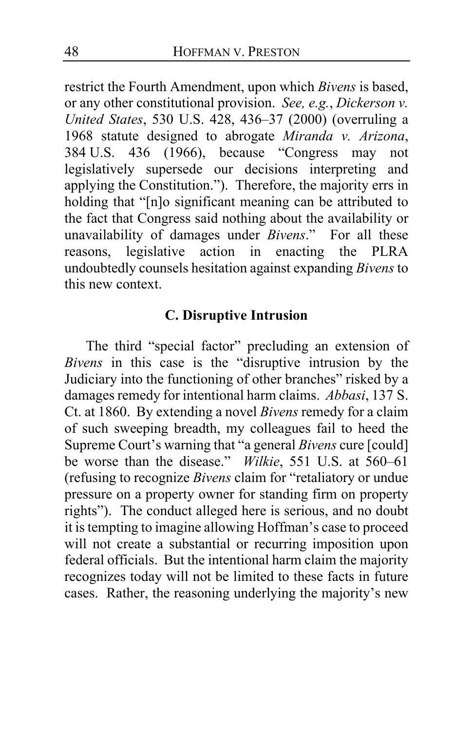restrict the Fourth Amendment, upon which *Bivens* is based, or any other constitutional provision. *See, e.g.*, *Dickerson v. United States*, 530 U.S. 428, 436–37 (2000) (overruling a 1968 statute designed to abrogate *Miranda v. Arizona*, 384 U.S. 436 (1966), because "Congress may not legislatively supersede our decisions interpreting and applying the Constitution."). Therefore, the majority errs in holding that "[n]o significant meaning can be attributed to the fact that Congress said nothing about the availability or unavailability of damages under *Bivens*." For all these reasons, legislative action in enacting the PLRA undoubtedly counsels hesitation against expanding *Bivens* to this new context.

### C. Disruptive Intrusion

The third "special factor" precluding an extension of *Bivens* in this case is the "disruptive intrusion by the Judiciary into the functioning of other branches" risked by a damages remedy for intentional harm claims. *Abbasi*, 137 S. Ct. at 1860. By extending a novel *Bivens* remedy for a claim of such sweeping breadth, my colleagues fail to heed the Supreme Court's warning that "a general *Bivens* cure [could] be worse than the disease." *Wilkie*, 551 U.S. at 560–61 (refusing to recognize *Bivens* claim for "retaliatory or undue pressure on a property owner for standing firm on property rights"). The conduct alleged here is serious, and no doubt it is tempting to imagine allowing Hoffman's case to proceed will not create a substantial or recurring imposition upon federal officials. But the intentional harm claim the majority recognizes today will not be limited to these facts in future cases. Rather, the reasoning underlying the majority's new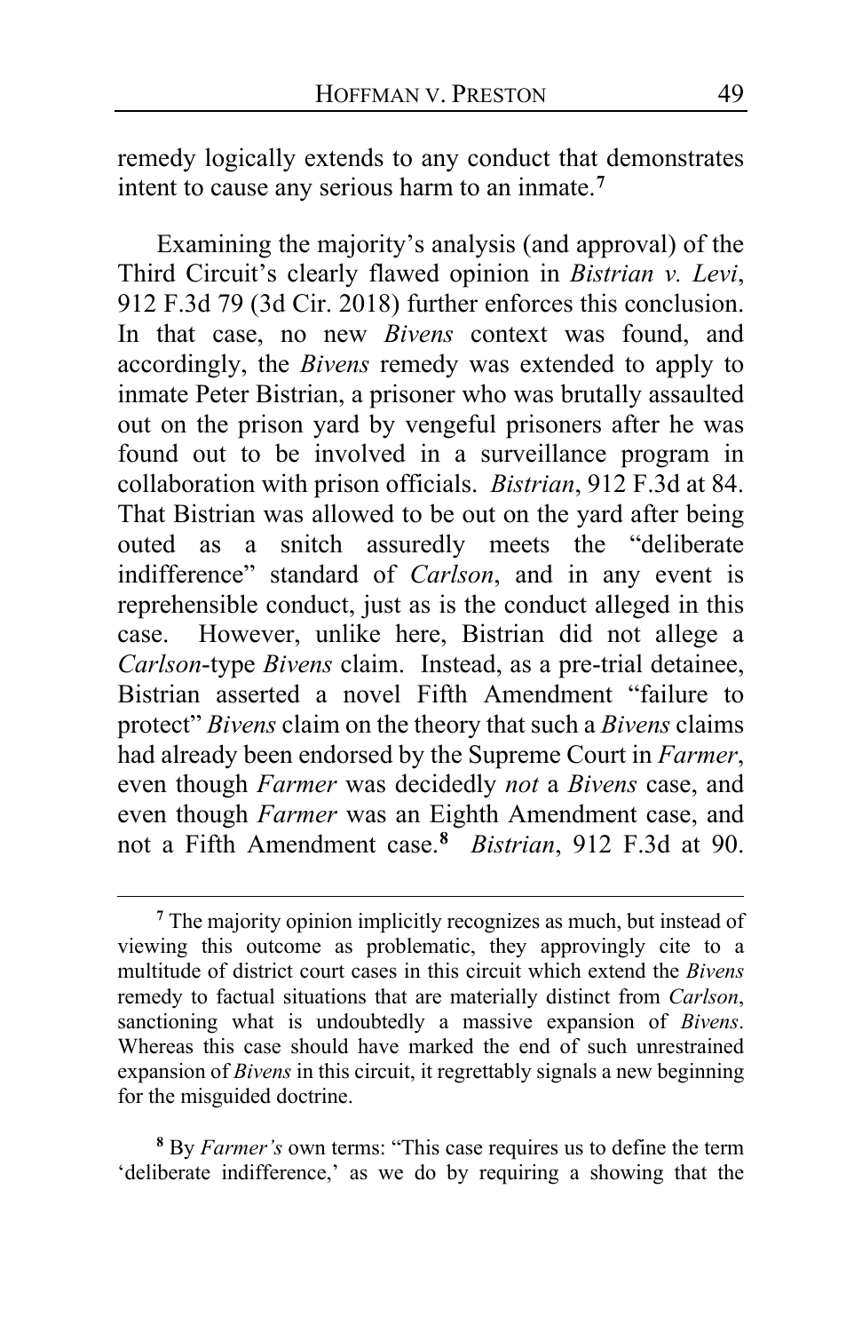remedy logically extends to any conduct that demonstrates intent to cause any serious harm to an inmate.[7]

Examining the majority's analysis (and approval) of the Third Circuit's clearly flawed opinion in *Bistrian v. Levi*, 912 F.3d 79 (3d Cir. 2018) further enforces this conclusion. In that case, no new *Bivens* context was found, and accordingly, the *Bivens* remedy was extended to apply to inmate Peter Bistrian, a prisoner who was brutally assaulted out on the prison yard by vengeful prisoners after he was found out to be involved in a surveillance program in collaboration with prison officials. *Bistrian*, 912 F.3d at 84. That Bistrian was allowed to be out on the yard after being outed as a snitch assuredly meets the "deliberate indifference" standard of *Carlson*, and in any event is reprehensible conduct, just as is the conduct alleged in this case. However, unlike here, Bistrian did not allege a *Carlson*-type *Bivens* claim. Instead, as a pre-trial detainee, Bistrian asserted a novel Fifth Amendment "failure to protect" *Bivens* claim on the theory that such a *Bivens* claims had already been endorsed by the Supreme Court in *Farmer*, even though *Farmer* was decidedly *not* a *Bivens* case, and even though *Farmer* was an Eighth Amendment case, and not a Fifth Amendment case.[8] *Bistrian*, 912 F.3d at 90.

[7] The majority opinion implicitly recognizes as much, but instead of viewing this outcome as problematic, they approvingly cite to a multitude of district court cases in this circuit which extend the *Bivens* remedy to factual situations that are materially distinct from *Carlson*, sanctioning what is undoubtedly a massive expansion of *Bivens*. Whereas this case should have marked the end of such unrestrained expansion of *Bivens* in this circuit, it regrettably signals a new beginning for the misguided doctrine.

[8] By *Farmer's* own terms: "This case requires us to define the term 'deliberate indifference,' as we do by requiring a showing that the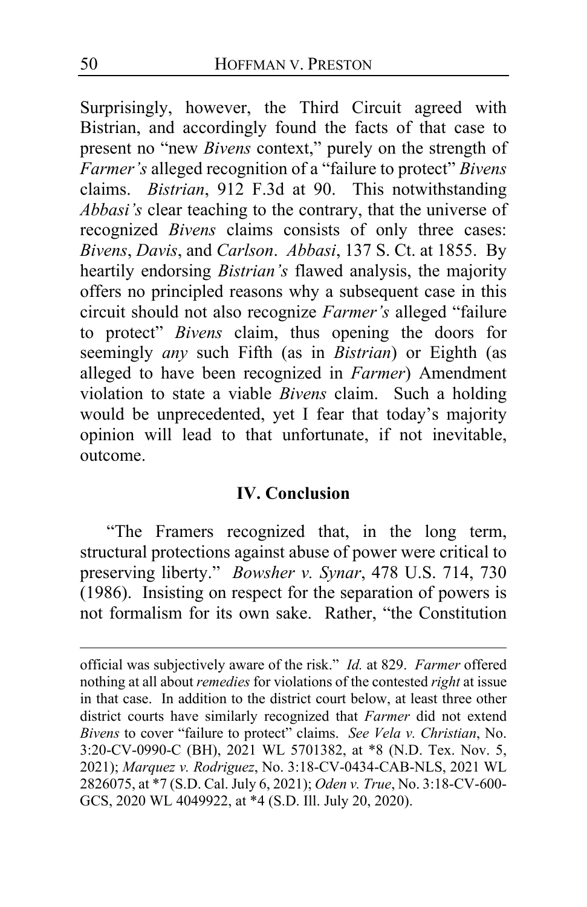Surprisingly, however, the Third Circuit agreed with Bistrian, and accordingly found the facts of that case to present no "new *Bivens* context," purely on the strength of *Farmer's* alleged recognition of a "failure to protect" *Bivens* claims. *Bistrian*, 912 F.3d at 90. This notwithstanding *Abbasi's* clear teaching to the contrary, that the universe of recognized *Bivens* claims consists of only three cases: *Bivens*, *Davis*, and *Carlson*. *Abbasi*, 137 S. Ct. at 1855. By heartily endorsing *Bistrian's* flawed analysis, the majority offers no principled reasons why a subsequent case in this circuit should not also recognize *Farmer's* alleged "failure to protect" *Bivens* claim, thus opening the doors for seemingly *any* such Fifth (as in *Bistrian*) or Eighth (as alleged to have been recognized in *Farmer*) Amendment violation to state a viable *Bivens* claim. Such a holding would be unprecedented, yet I fear that today's majority opinion will lead to that unfortunate, if not inevitable, outcome.

## IV. Conclusion

"The Framers recognized that, in the long term, structural protections against abuse of power were critical to preserving liberty." *Bowsher v. Synar*, 478 U.S. 714, 730 (1986). Insisting on respect for the separation of powers is not formalism for its own sake. Rather, "the Constitution

---

official was subjectively aware of the risk." *Id.* at 829. *Farmer* offered nothing at all about *remedies* for violations of the contested *right* at issue in that case. In addition to the district court below, at least three other district courts have similarly recognized that *Farmer* did not extend *Bivens* to cover "failure to protect" claims. *See Vela v. Christian*, No. 3:20-CV-0990-C (BH), 2021 WL 5701382, at \*8 (N.D. Tex. Nov. 5, 2021); *Marquez v. Rodriguez*, No. 3:18-CV-0434-CAB-NLS, 2021 WL 2826075, at \*7 (S.D. Cal. July 6, 2021); *Oden v. True*, No. 3:18-CV-600-GCS, 2020 WL 4049922, at \*4 (S.D. Ill. July 20, 2020).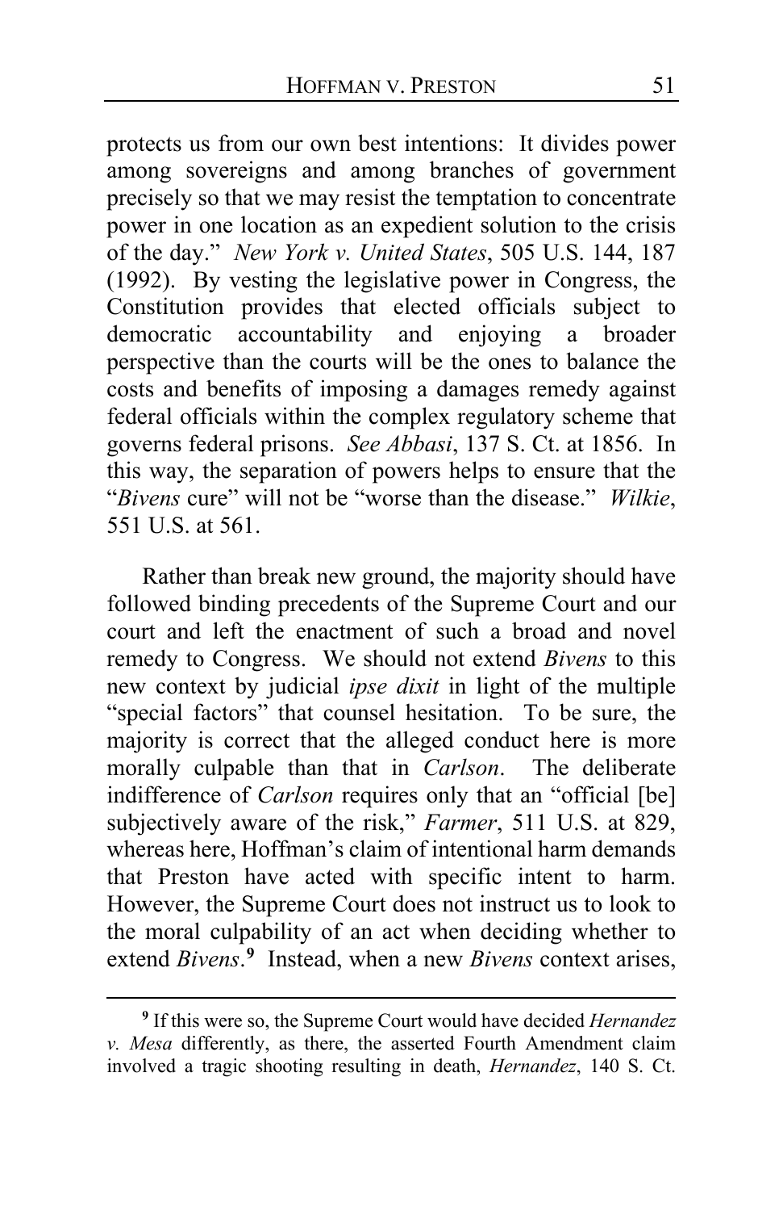protects us from our own best intentions: It divides power among sovereigns and among branches of government precisely so that we may resist the temptation to concentrate power in one location as an expedient solution to the crisis of the day." *New York v. United States*, 505 U.S. 144, 187 (1992). By vesting the legislative power in Congress, the Constitution provides that elected officials subject to democratic accountability and enjoying a broader perspective than the courts will be the ones to balance the costs and benefits of imposing a damages remedy against federal officials within the complex regulatory scheme that governs federal prisons. *See Abbasi*, 137 S. Ct. at 1856. In this way, the separation of powers helps to ensure that the "*Bivens* cure" will not be "worse than the disease." *Wilkie*, 551 U.S. at 561.

Rather than break new ground, the majority should have followed binding precedents of the Supreme Court and our court and left the enactment of such a broad and novel remedy to Congress. We should not extend *Bivens* to this new context by judicial *ipse dixit* in light of the multiple "special factors" that counsel hesitation. To be sure, the majority is correct that the alleged conduct here is more morally culpable than that in *Carlson*. The deliberate indifference of *Carlson* requires only that an "official [be] subjectively aware of the risk," *Farmer*, 511 U.S. at 829, whereas here, Hoffman's claim of intentional harm demands that Preston have acted with specific intent to harm. However, the Supreme Court does not instruct us to look to the moral culpability of an act when deciding whether to extend *Bivens*.[9] Instead, when a new *Bivens* context arises,

[9] If this were so, the Supreme Court would have decided *Hernandez v. Mesa* differently, as there, the asserted Fourth Amendment claim involved a tragic shooting resulting in death, *Hernandez*, 140 S. Ct.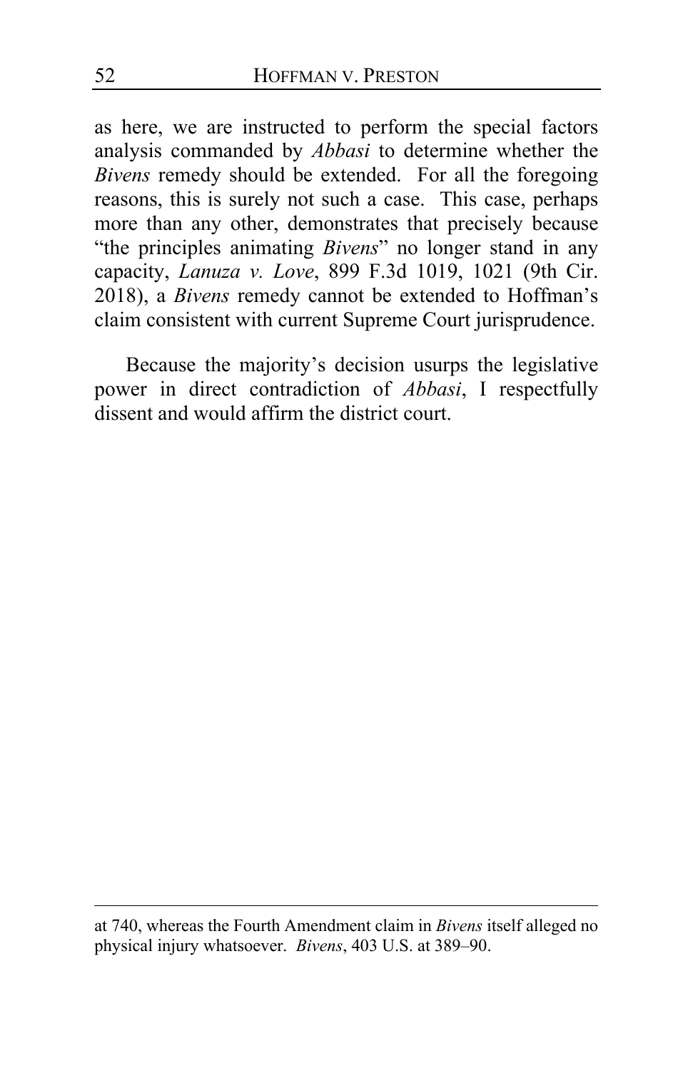as here, we are instructed to perform the special factors analysis commanded by *Abbasi* to determine whether the *Bivens* remedy should be extended. For all the foregoing reasons, this is surely not such a case. This case, perhaps more than any other, demonstrates that precisely because "the principles animating *Bivens*" no longer stand in any capacity, *Lanuza v. Love*, 899 F.3d 1019, 1021 (9th Cir. 2018), a *Bivens* remedy cannot be extended to Hoffman's claim consistent with current Supreme Court jurisprudence.

Because the majority's decision usurps the legislative power in direct contradiction of *Abbasi*, I respectfully dissent and would affirm the district court.

---

at 740, whereas the Fourth Amendment claim in *Bivens* itself alleged no physical injury whatsoever. *Bivens*, 403 U.S. at 389–90.